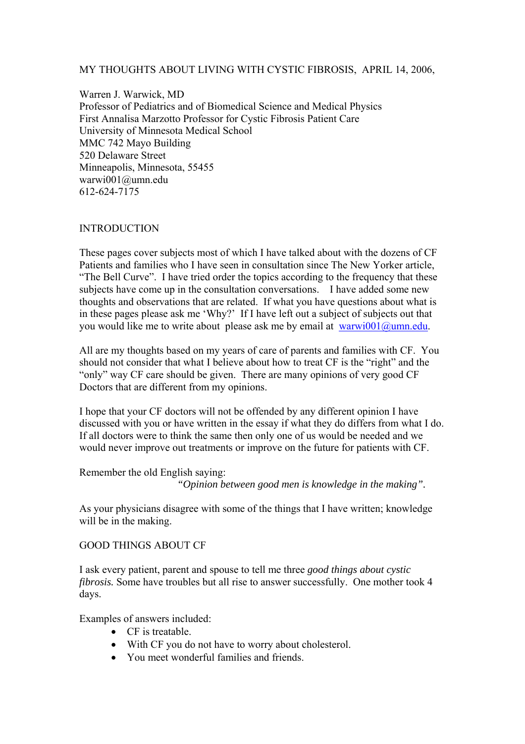MY THOUGHTS ABOUT LIVING WITH CYSTIC FIBROSIS, APRIL 14, 2006,

Warren J. Warwick, MD
Professor of Pediatrics and of Biomedical Science and Medical Physics
First Annalisa Marzotto Professor for Cystic Fibrosis Patient Care
University of Minnesota Medical School
MMC 742 Mayo Building
520 Delaware Street
Minneapolis, Minnesota, 55455
warwi001@umn.edu
612-624-7175

## INTRODUCTION

These pages cover subjects most of which I have talked about with the dozens of CF Patients and families who I have seen in consultation since The New Yorker article, "The Bell Curve". I have tried order the topics according to the frequency that these subjects have come up in the consultation conversations. I have added some new thoughts and observations that are related. If what you have questions about what is in these pages please ask me 'Why?' If I have left out a subject of subjects out that you would like me to write about please ask me by email at warwi001@umn.edu.

All are my thoughts based on my years of care of parents and families with CF. You should not consider that what I believe about how to treat CF is the "right" and the "only" way CF care should be given. There are many opinions of very good CF Doctors that are different from my opinions.

I hope that your CF doctors will not be offended by any different opinion I have discussed with you or have written in the essay if what they do differs from what I do. If all doctors were to think the same then only one of us would be needed and we would never improve out treatments or improve on the future for patients with CF.

Remember the old English saying:

*"Opinion between good men is knowledge in the making".*

As your physicians disagree with some of the things that I have written; knowledge will be in the making.

## GOOD THINGS ABOUT CF

I ask every patient, parent and spouse to tell me three *good things about cystic fibrosis.* Some have troubles but all rise to answer successfully. One mother took 4 days.

Examples of answers included:

- CF is treatable.
- With CF you do not have to worry about cholesterol.
- You meet wonderful families and friends.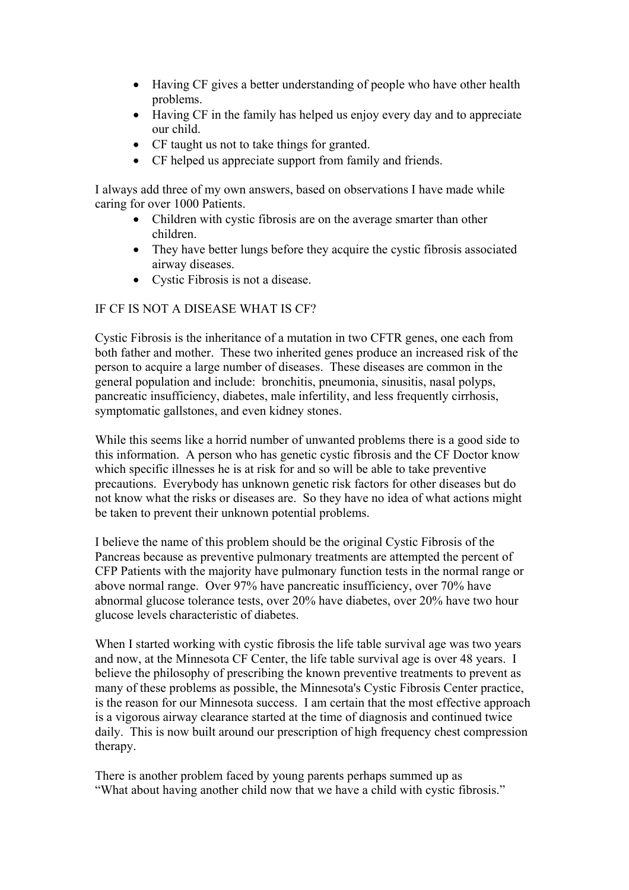- Having CF gives a better understanding of people who have other health problems.
- Having CF in the family has helped us enjoy every day and to appreciate our child.
- CF taught us not to take things for granted.
- CF helped us appreciate support from family and friends.

I always add three of my own answers, based on observations I have made while caring for over 1000 Patients.

- Children with cystic fibrosis are on the average smarter than other children.
- They have better lungs before they acquire the cystic fibrosis associated airway diseases.
- Cystic Fibrosis is not a disease.

IF CF IS NOT A DISEASE WHAT IS CF?

Cystic Fibrosis is the inheritance of a mutation in two CFTR genes, one each from both father and mother. These two inherited genes produce an increased risk of the person to acquire a large number of diseases. These diseases are common in the general population and include: bronchitis, pneumonia, sinusitis, nasal polyps, pancreatic insufficiency, diabetes, male infertility, and less frequently cirrhosis, symptomatic gallstones, and even kidney stones.

While this seems like a horrid number of unwanted problems there is a good side to this information. A person who has genetic cystic fibrosis and the CF Doctor know which specific illnesses he is at risk for and so will be able to take preventive precautions. Everybody has unknown genetic risk factors for other diseases but do not know what the risks or diseases are. So they have no idea of what actions might be taken to prevent their unknown potential problems.

I believe the name of this problem should be the original Cystic Fibrosis of the Pancreas because as preventive pulmonary treatments are attempted the percent of CFP Patients with the majority have pulmonary function tests in the normal range or above normal range. Over 97% have pancreatic insufficiency, over 70% have abnormal glucose tolerance tests, over 20% have diabetes, over 20% have two hour glucose levels characteristic of diabetes.

When I started working with cystic fibrosis the life table survival age was two years and now, at the Minnesota CF Center, the life table survival age is over 48 years. I believe the philosophy of prescribing the known preventive treatments to prevent as many of these problems as possible, the Minnesota's Cystic Fibrosis Center practice, is the reason for our Minnesota success. I am certain that the most effective approach is a vigorous airway clearance started at the time of diagnosis and continued twice daily. This is now built around our prescription of high frequency chest compression therapy.

There is another problem faced by young parents perhaps summed up as "What about having another child now that we have a child with cystic fibrosis."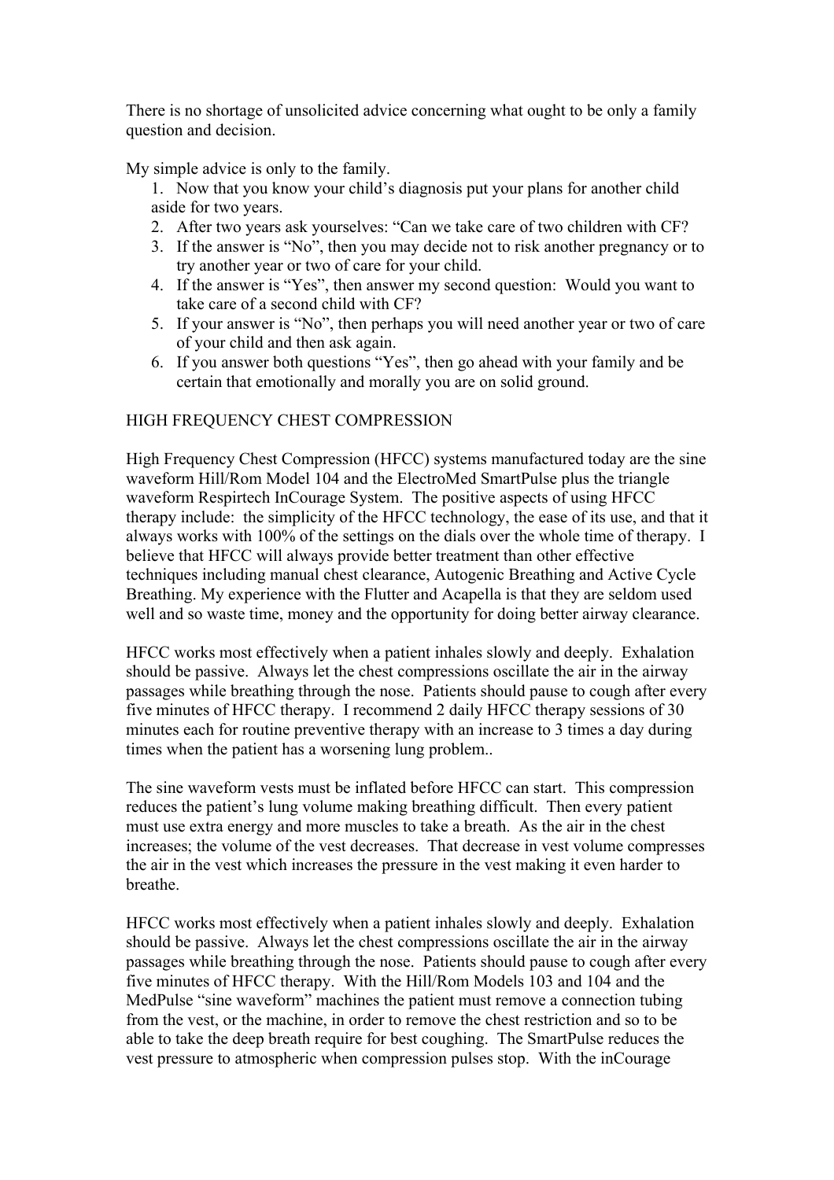There is no shortage of unsolicited advice concerning what ought to be only a family question and decision.

My simple advice is only to the family.

1. Now that you know your child's diagnosis put your plans for another child aside for two years.
2. After two years ask yourselves: "Can we take care of two children with CF?
3. If the answer is "No", then you may decide not to risk another pregnancy or to try another year or two of care for your child.
4. If the answer is "Yes", then answer my second question: Would you want to take care of a second child with CF?
5. If your answer is "No", then perhaps you will need another year or two of care of your child and then ask again.
6. If you answer both questions "Yes", then go ahead with your family and be certain that emotionally and morally you are on solid ground.

HIGH FREQUENCY CHEST COMPRESSION

High Frequency Chest Compression (HFCC) systems manufactured today are the sine waveform Hill/Rom Model 104 and the ElectroMed SmartPulse plus the triangle waveform Respirtech InCourage System. The positive aspects of using HFCC therapy include: the simplicity of the HFCC technology, the ease of its use, and that it always works with 100% of the settings on the dials over the whole time of therapy. I believe that HFCC will always provide better treatment than other effective techniques including manual chest clearance, Autogenic Breathing and Active Cycle Breathing. My experience with the Flutter and Acapella is that they are seldom used well and so waste time, money and the opportunity for doing better airway clearance.

HFCC works most effectively when a patient inhales slowly and deeply. Exhalation should be passive. Always let the chest compressions oscillate the air in the airway passages while breathing through the nose. Patients should pause to cough after every five minutes of HFCC therapy. I recommend 2 daily HFCC therapy sessions of 30 minutes each for routine preventive therapy with an increase to 3 times a day during times when the patient has a worsening lung problem..

The sine waveform vests must be inflated before HFCC can start. This compression reduces the patient's lung volume making breathing difficult. Then every patient must use extra energy and more muscles to take a breath. As the air in the chest increases; the volume of the vest decreases. That decrease in vest volume compresses the air in the vest which increases the pressure in the vest making it even harder to breathe.

HFCC works most effectively when a patient inhales slowly and deeply. Exhalation should be passive. Always let the chest compressions oscillate the air in the airway passages while breathing through the nose. Patients should pause to cough after every five minutes of HFCC therapy. With the Hill/Rom Models 103 and 104 and the MedPulse "sine waveform" machines the patient must remove a connection tubing from the vest, or the machine, in order to remove the chest restriction and so to be able to take the deep breath require for best coughing. The SmartPulse reduces the vest pressure to atmospheric when compression pulses stop. With the inCourage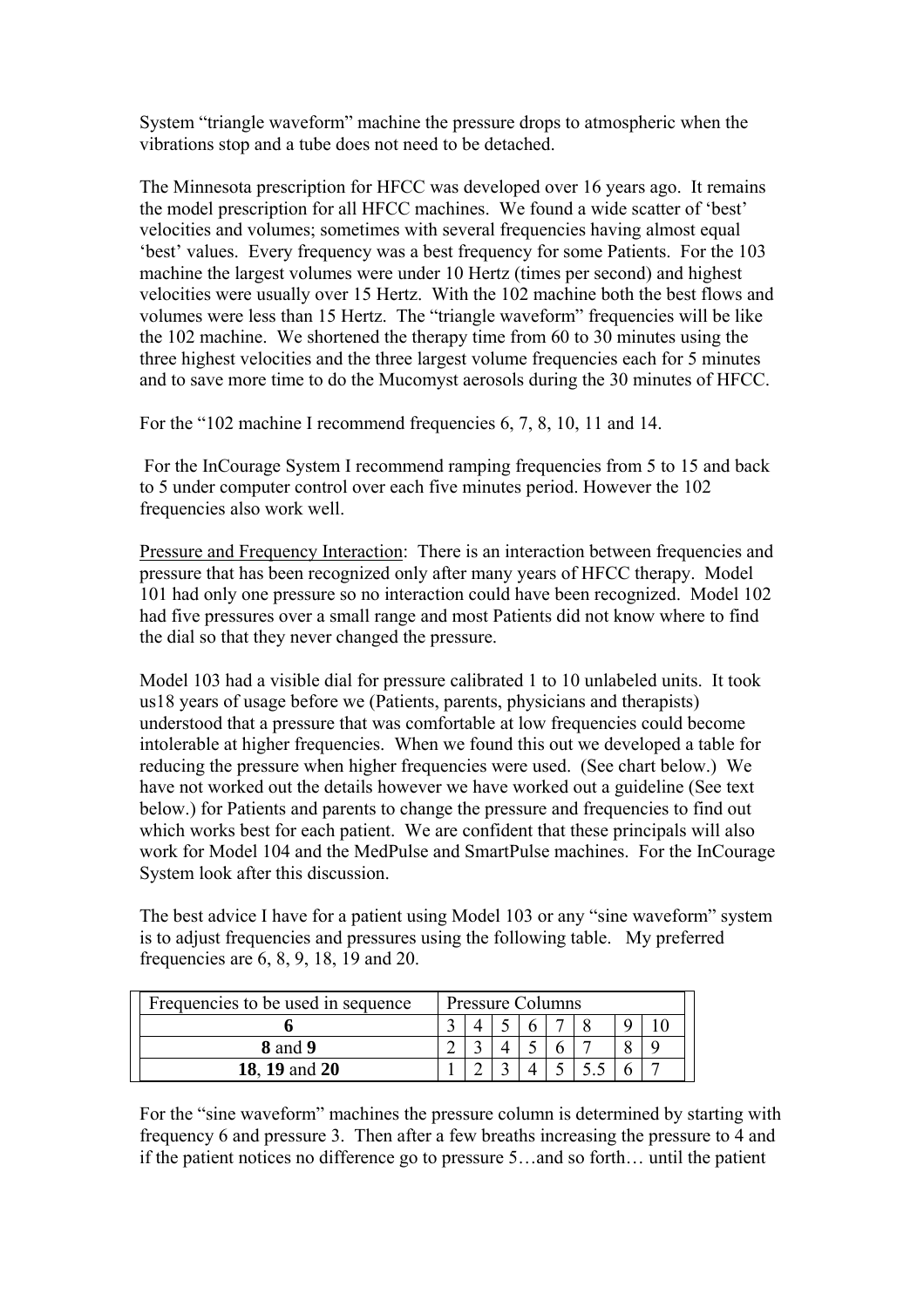System "triangle waveform" machine the pressure drops to atmospheric when the vibrations stop and a tube does not need to be detached.

The Minnesota prescription for HFCC was developed over 16 years ago. It remains the model prescription for all HFCC machines. We found a wide scatter of 'best' velocities and volumes; sometimes with several frequencies having almost equal 'best' values. Every frequency was a best frequency for some Patients. For the 103 machine the largest volumes were under 10 Hertz (times per second) and highest velocities were usually over 15 Hertz. With the 102 machine both the best flows and volumes were less than 15 Hertz. The "triangle waveform" frequencies will be like the 102 machine. We shortened the therapy time from 60 to 30 minutes using the three highest velocities and the three largest volume frequencies each for 5 minutes and to save more time to do the Mucomyst aerosols during the 30 minutes of HFCC.

For the "102 machine I recommend frequencies 6, 7, 8, 10, 11 and 14.

For the InCourage System I recommend ramping frequencies from 5 to 15 and back to 5 under computer control over each five minutes period. However the 102 frequencies also work well.

<u>Pressure and Frequency Interaction</u>: There is an interaction between frequencies and pressure that has been recognized only after many years of HFCC therapy. Model 101 had only one pressure so no interaction could have been recognized. Model 102 had five pressures over a small range and most Patients did not know where to find the dial so that they never changed the pressure.

Model 103 had a visible dial for pressure calibrated 1 to 10 unlabeled units. It took us18 years of usage before we (Patients, parents, physicians and therapists) understood that a pressure that was comfortable at low frequencies could become intolerable at higher frequencies. When we found this out we developed a table for reducing the pressure when higher frequencies were used. (See chart below.) We have not worked out the details however we have worked out a guideline (See text below.) for Patients and parents to change the pressure and frequencies to find out which works best for each patient. We are confident that these principals will also work for Model 104 and the MedPulse and SmartPulse machines. For the InCourage System look after this discussion.

The best advice I have for a patient using Model 103 or any "sine waveform" system is to adjust frequencies and pressures using the following table. My preferred frequencies are 6, 8, 9, 18, 19 and 20.

| Frequencies to be used in sequence | Pressure Columns | | | | | | | |
|---|---|---|---|---|---|---|---|---|
| **6** | 3 | 4 | 5 | 6 | 7 | 8 | 9 | 10 |
| **8** and **9** | 2 | 3 | 4 | 5 | 6 | 7 | 8 | 9 |
| **18**, **19** and **20** | 1 | 2 | 3 | 4 | 5 | 5.5 | 6 | 7 |

For the "sine waveform" machines the pressure column is determined by starting with frequency 6 and pressure 3. Then after a few breaths increasing the pressure to 4 and if the patient notices no difference go to pressure 5…and so forth… until the patient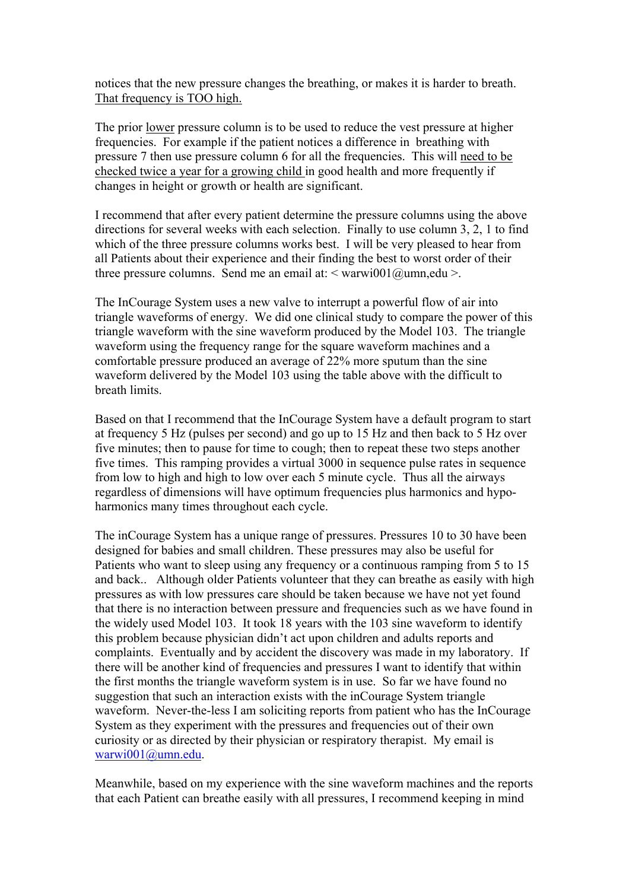notices that the new pressure changes the breathing, or makes it is harder to breath. <u>That frequency is TOO high.</u>

The prior <u>lower</u> pressure column is to be used to reduce the vest pressure at higher frequencies. For example if the patient notices a difference in breathing with pressure 7 then use pressure column 6 for all the frequencies. This will <u>need to be checked twice a year for a growing child</u> in good health and more frequently if changes in height or growth or health are significant.

I recommend that after every patient determine the pressure columns using the above directions for several weeks with each selection. Finally to use column 3, 2, 1 to find which of the three pressure columns works best. I will be very pleased to hear from all Patients about their experience and their finding the best to worst order of their three pressure columns. Send me an email at: < warwi001@umn,edu >.

The InCourage System uses a new valve to interrupt a powerful flow of air into triangle waveforms of energy. We did one clinical study to compare the power of this triangle waveform with the sine waveform produced by the Model 103. The triangle waveform using the frequency range for the square waveform machines and a comfortable pressure produced an average of 22% more sputum than the sine waveform delivered by the Model 103 using the table above with the difficult to breath limits.

Based on that I recommend that the InCourage System have a default program to start at frequency 5 Hz (pulses per second) and go up to 15 Hz and then back to 5 Hz over five minutes; then to pause for time to cough; then to repeat these two steps another five times. This ramping provides a virtual 3000 in sequence pulse rates in sequence from low to high and high to low over each 5 minute cycle. Thus all the airways regardless of dimensions will have optimum frequencies plus harmonics and hypo-harmonics many times throughout each cycle.

The inCourage System has a unique range of pressures. Pressures 10 to 30 have been designed for babies and small children. These pressures may also be useful for Patients who want to sleep using any frequency or a continuous ramping from 5 to 15 and back.. Although older Patients volunteer that they can breathe as easily with high pressures as with low pressures care should be taken because we have not yet found that there is no interaction between pressure and frequencies such as we have found in the widely used Model 103. It took 18 years with the 103 sine waveform to identify this problem because physician didn't act upon children and adults reports and complaints. Eventually and by accident the discovery was made in my laboratory. If there will be another kind of frequencies and pressures I want to identify that within the first months the triangle waveform system is in use. So far we have found no suggestion that such an interaction exists with the inCourage System triangle waveform. Never-the-less I am soliciting reports from patient who has the InCourage System as they experiment with the pressures and frequencies out of their own curiosity or as directed by their physician or respiratory therapist. My email is warwi001@umn.edu.

Meanwhile, based on my experience with the sine waveform machines and the reports that each Patient can breathe easily with all pressures, I recommend keeping in mind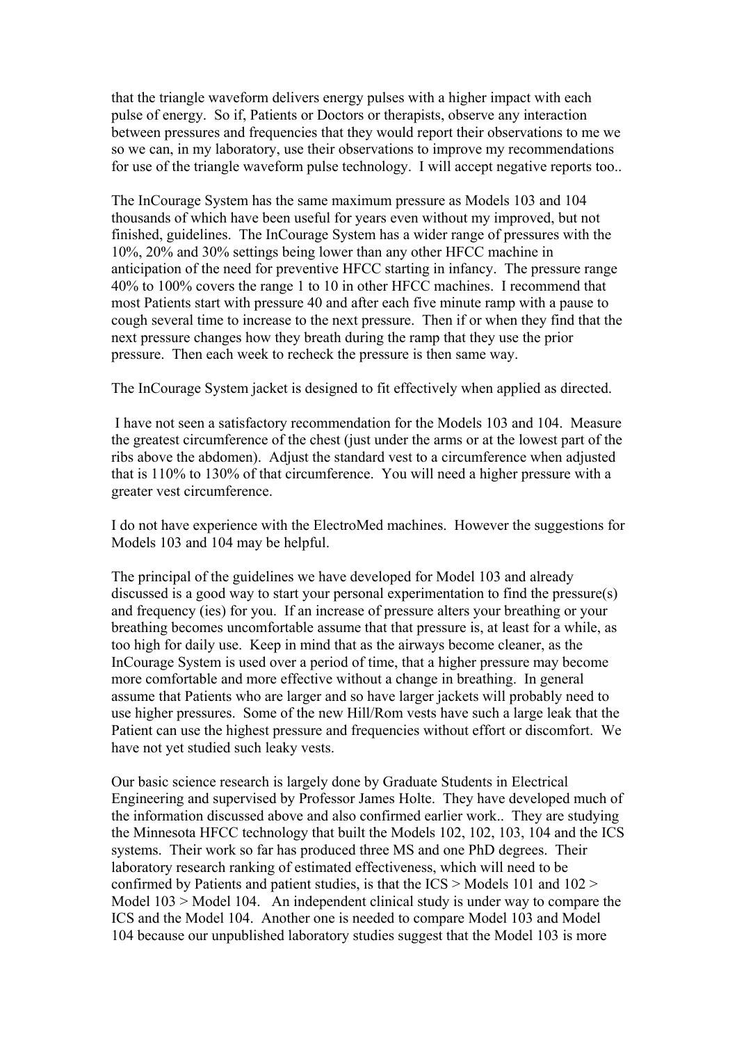that the triangle waveform delivers energy pulses with a higher impact with each pulse of energy. So if, Patients or Doctors or therapists, observe any interaction between pressures and frequencies that they would report their observations to me we so we can, in my laboratory, use their observations to improve my recommendations for use of the triangle waveform pulse technology. I will accept negative reports too..

The InCourage System has the same maximum pressure as Models 103 and 104 thousands of which have been useful for years even without my improved, but not finished, guidelines. The InCourage System has a wider range of pressures with the 10%, 20% and 30% settings being lower than any other HFCC machine in anticipation of the need for preventive HFCC starting in infancy. The pressure range 40% to 100% covers the range 1 to 10 in other HFCC machines. I recommend that most Patients start with pressure 40 and after each five minute ramp with a pause to cough several time to increase to the next pressure. Then if or when they find that the next pressure changes how they breath during the ramp that they use the prior pressure. Then each week to recheck the pressure is then same way.

The InCourage System jacket is designed to fit effectively when applied as directed.

I have not seen a satisfactory recommendation for the Models 103 and 104. Measure the greatest circumference of the chest (just under the arms or at the lowest part of the ribs above the abdomen). Adjust the standard vest to a circumference when adjusted that is 110% to 130% of that circumference. You will need a higher pressure with a greater vest circumference.

I do not have experience with the ElectroMed machines. However the suggestions for Models 103 and 104 may be helpful.

The principal of the guidelines we have developed for Model 103 and already discussed is a good way to start your personal experimentation to find the pressure(s) and frequency (ies) for you. If an increase of pressure alters your breathing or your breathing becomes uncomfortable assume that that pressure is, at least for a while, as too high for daily use. Keep in mind that as the airways become cleaner, as the InCourage System is used over a period of time, that a higher pressure may become more comfortable and more effective without a change in breathing. In general assume that Patients who are larger and so have larger jackets will probably need to use higher pressures. Some of the new Hill/Rom vests have such a large leak that the Patient can use the highest pressure and frequencies without effort or discomfort. We have not yet studied such leaky vests.

Our basic science research is largely done by Graduate Students in Electrical Engineering and supervised by Professor James Holte. They have developed much of the information discussed above and also confirmed earlier work.. They are studying the Minnesota HFCC technology that built the Models 102, 102, 103, 104 and the ICS systems. Their work so far has produced three MS and one PhD degrees. Their laboratory research ranking of estimated effectiveness, which will need to be confirmed by Patients and patient studies, is that the ICS > Models 101 and 102 > Model 103 > Model 104. An independent clinical study is under way to compare the ICS and the Model 104. Another one is needed to compare Model 103 and Model 104 because our unpublished laboratory studies suggest that the Model 103 is more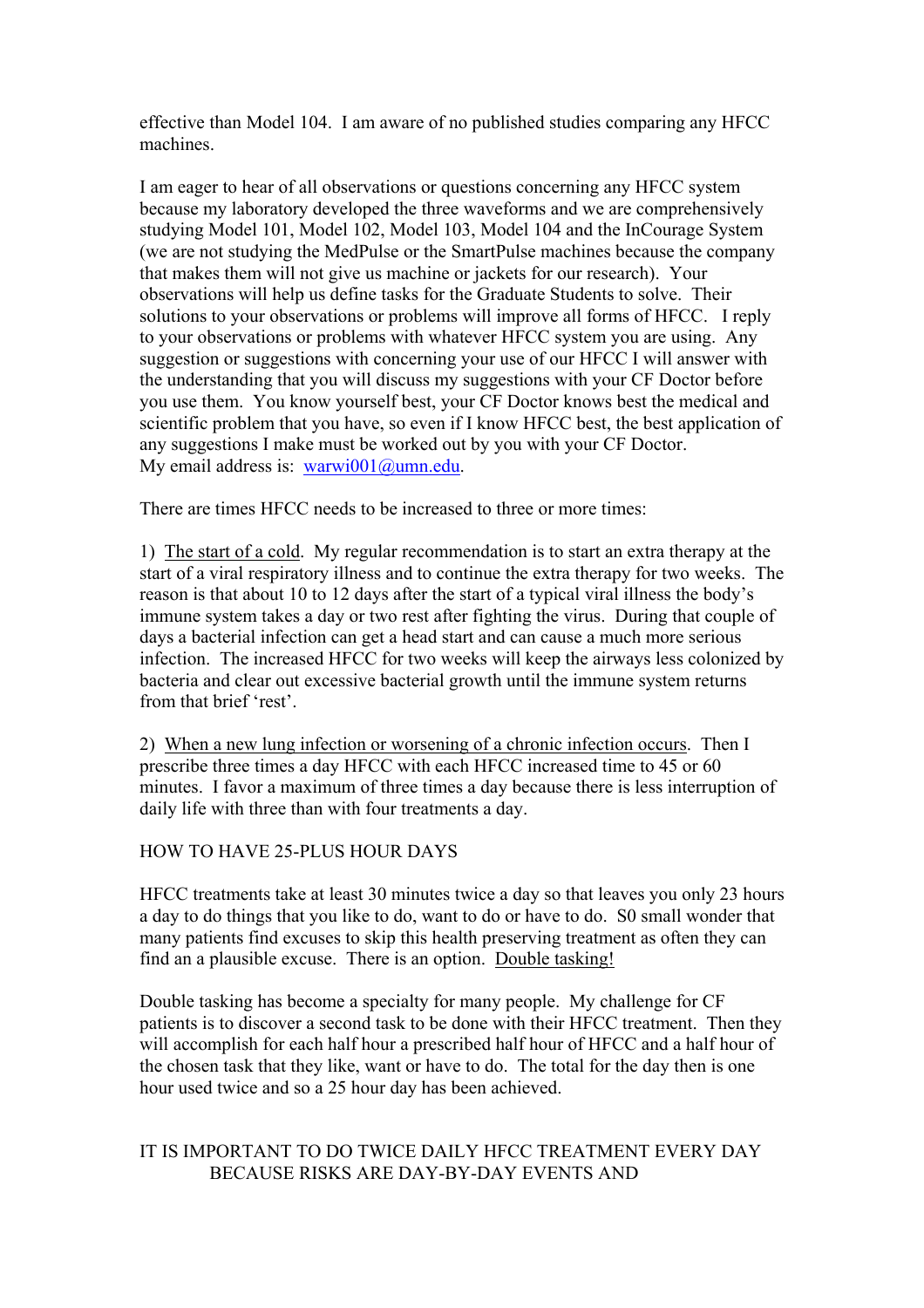effective than Model 104. I am aware of no published studies comparing any HFCC machines.

I am eager to hear of all observations or questions concerning any HFCC system because my laboratory developed the three waveforms and we are comprehensively studying Model 101, Model 102, Model 103, Model 104 and the InCourage System (we are not studying the MedPulse or the SmartPulse machines because the company that makes them will not give us machine or jackets for our research). Your observations will help us define tasks for the Graduate Students to solve. Their solutions to your observations or problems will improve all forms of HFCC. I reply to your observations or problems with whatever HFCC system you are using. Any suggestion or suggestions with concerning your use of our HFCC I will answer with the understanding that you will discuss my suggestions with your CF Doctor before you use them. You know yourself best, your CF Doctor knows best the medical and scientific problem that you have, so even if I know HFCC best, the best application of any suggestions I make must be worked out by you with your CF Doctor.
My email address is: warwi001@umn.edu.

There are times HFCC needs to be increased to three or more times:

1) <u>The start of a cold</u>. My regular recommendation is to start an extra therapy at the start of a viral respiratory illness and to continue the extra therapy for two weeks. The reason is that about 10 to 12 days after the start of a typical viral illness the body's immune system takes a day or two rest after fighting the virus. During that couple of days a bacterial infection can get a head start and can cause a much more serious infection. The increased HFCC for two weeks will keep the airways less colonized by bacteria and clear out excessive bacterial growth until the immune system returns from that brief 'rest'.

2) <u>When a new lung infection or worsening of a chronic infection occurs</u>. Then I prescribe three times a day HFCC with each HFCC increased time to 45 or 60 minutes. I favor a maximum of three times a day because there is less interruption of daily life with three than with four treatments a day.

HOW TO HAVE 25-PLUS HOUR DAYS

HFCC treatments take at least 30 minutes twice a day so that leaves you only 23 hours a day to do things that you like to do, want to do or have to do. S0 small wonder that many patients find excuses to skip this health preserving treatment as often they can find an a plausible excuse. There is an option. <u>Double tasking!</u>

Double tasking has become a specialty for many people. My challenge for CF patients is to discover a second task to be done with their HFCC treatment. Then they will accomplish for each half hour a prescribed half hour of HFCC and a half hour of the chosen task that they like, want or have to do. The total for the day then is one hour used twice and so a 25 hour day has been achieved.

IT IS IMPORTANT TO DO TWICE DAILY HFCC TREATMENT EVERY DAY BECAUSE RISKS ARE DAY-BY-DAY EVENTS AND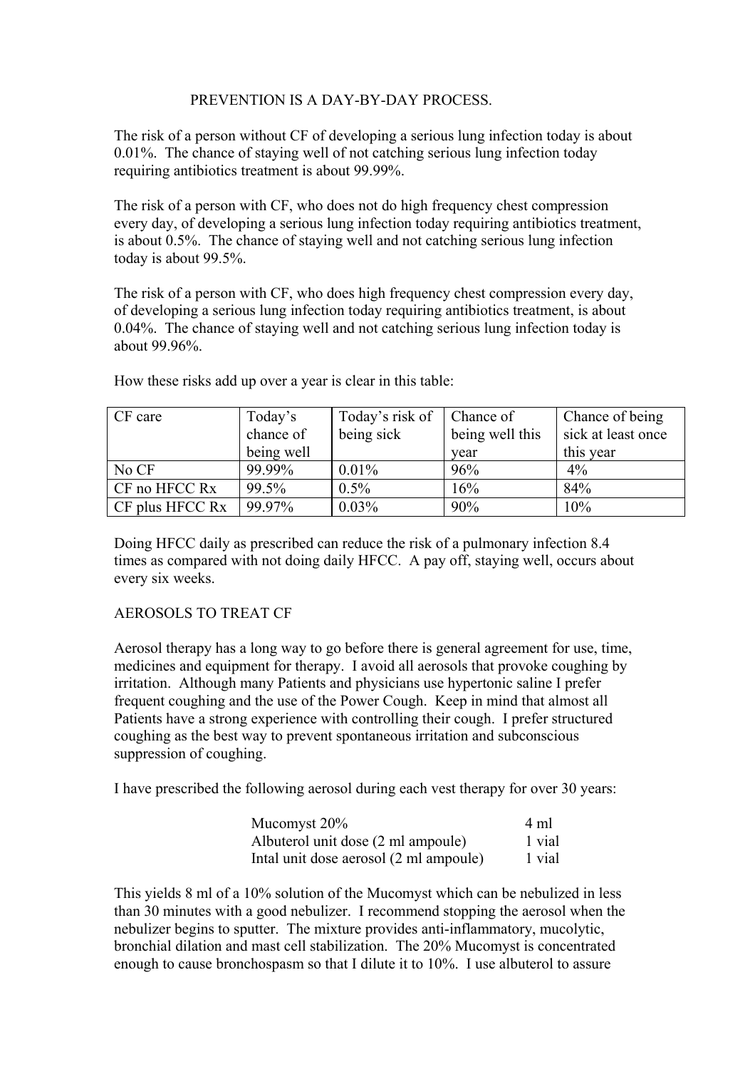## PREVENTION IS A DAY-BY-DAY PROCESS.

The risk of a person without CF of developing a serious lung infection today is about 0.01%. The chance of staying well of not catching serious lung infection today requiring antibiotics treatment is about 99.99%.

The risk of a person with CF, who does not do high frequency chest compression every day, of developing a serious lung infection today requiring antibiotics treatment, is about 0.5%. The chance of staying well and not catching serious lung infection today is about 99.5%.

The risk of a person with CF, who does high frequency chest compression every day, of developing a serious lung infection today requiring antibiotics treatment, is about 0.04%. The chance of staying well and not catching serious lung infection today is about 99.96%.

How these risks add up over a year is clear in this table:

| CF care | Today's chance of being well | Today's risk of being sick | Chance of being well this year | Chance of being sick at least once this year |
|---|---|---|---|---|
| No CF | 99.99% | 0.01% | 96% | 4% |
| CF no HFCC Rx | 99.5% | 0.5% | 16% | 84% |
| CF plus HFCC Rx | 99.97% | 0.03% | 90% | 10% |

Doing HFCC daily as prescribed can reduce the risk of a pulmonary infection 8.4 times as compared with not doing daily HFCC. A pay off, staying well, occurs about every six weeks.

## AEROSOLS TO TREAT CF

Aerosol therapy has a long way to go before there is general agreement for use, time, medicines and equipment for therapy. I avoid all aerosols that provoke coughing by irritation. Although many Patients and physicians use hypertonic saline I prefer frequent coughing and the use of the Power Cough. Keep in mind that almost all Patients have a strong experience with controlling their cough. I prefer structured coughing as the best way to prevent spontaneous irritation and subconscious suppression of coughing.

I have prescribed the following aerosol during each vest therapy for over 30 years:

| | |
|---|---|
| Mucomyst 20% | 4 ml |
| Albuterol unit dose (2 ml ampoule) | 1 vial |
| Intal unit dose aerosol (2 ml ampoule) | 1 vial |

This yields 8 ml of a 10% solution of the Mucomyst which can be nebulized in less than 30 minutes with a good nebulizer. I recommend stopping the aerosol when the nebulizer begins to sputter. The mixture provides anti-inflammatory, mucolytic, bronchial dilation and mast cell stabilization. The 20% Mucomyst is concentrated enough to cause bronchospasm so that I dilute it to 10%. I use albuterol to assure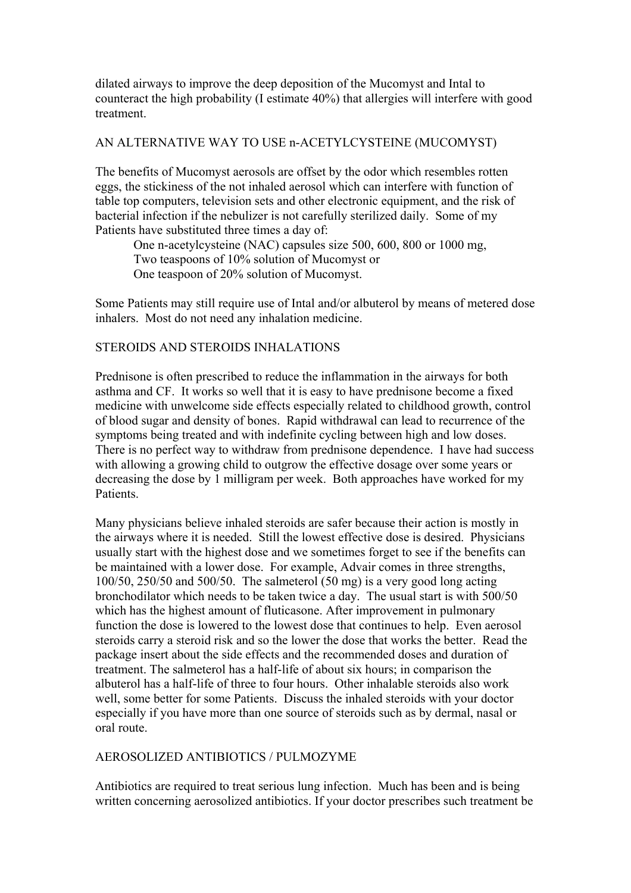dilated airways to improve the deep deposition of the Mucomyst and Intal to counteract the high probability (I estimate 40%) that allergies will interfere with good treatment.

## AN ALTERNATIVE WAY TO USE n-ACETYLCYSTEINE (MUCOMYST)

The benefits of Mucomyst aerosols are offset by the odor which resembles rotten eggs, the stickiness of the not inhaled aerosol which can interfere with function of table top computers, television sets and other electronic equipment, and the risk of bacterial infection if the nebulizer is not carefully sterilized daily. Some of my Patients have substituted three times a day of:

- One n-acetylcysteine (NAC) capsules size 500, 600, 800 or 1000 mg,
- Two teaspoons of 10% solution of Mucomyst or
- One teaspoon of 20% solution of Mucomyst.

Some Patients may still require use of Intal and/or albuterol by means of metered dose inhalers. Most do not need any inhalation medicine.

## STEROIDS AND STEROIDS INHALATIONS

Prednisone is often prescribed to reduce the inflammation in the airways for both asthma and CF. It works so well that it is easy to have prednisone become a fixed medicine with unwelcome side effects especially related to childhood growth, control of blood sugar and density of bones. Rapid withdrawal can lead to recurrence of the symptoms being treated and with indefinite cycling between high and low doses. There is no perfect way to withdraw from prednisone dependence. I have had success with allowing a growing child to outgrow the effective dosage over some years or decreasing the dose by 1 milligram per week. Both approaches have worked for my Patients.

Many physicians believe inhaled steroids are safer because their action is mostly in the airways where it is needed. Still the lowest effective dose is desired. Physicians usually start with the highest dose and we sometimes forget to see if the benefits can be maintained with a lower dose. For example, Advair comes in three strengths, 100/50, 250/50 and 500/50. The salmeterol (50 mg) is a very good long acting bronchodilator which needs to be taken twice a day. The usual start is with 500/50 which has the highest amount of fluticasone. After improvement in pulmonary function the dose is lowered to the lowest dose that continues to help. Even aerosol steroids carry a steroid risk and so the lower the dose that works the better. Read the package insert about the side effects and the recommended doses and duration of treatment. The salmeterol has a half-life of about six hours; in comparison the albuterol has a half-life of three to four hours. Other inhalable steroids also work well, some better for some Patients. Discuss the inhaled steroids with your doctor especially if you have more than one source of steroids such as by dermal, nasal or oral route.

## AEROSOLIZED ANTIBIOTICS / PULMOZYME

Antibiotics are required to treat serious lung infection. Much has been and is being written concerning aerosolized antibiotics. If your doctor prescribes such treatment be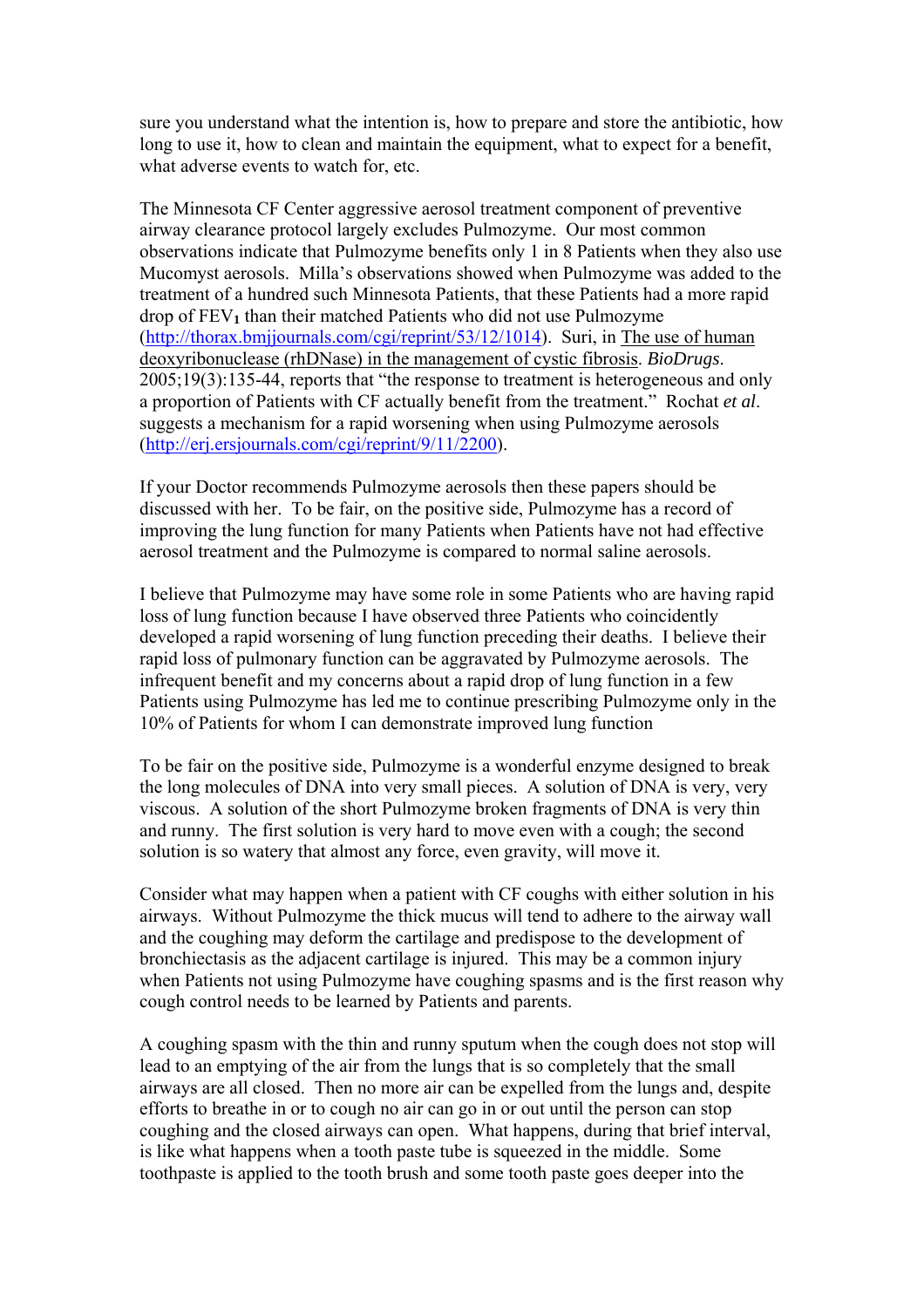sure you understand what the intention is, how to prepare and store the antibiotic, how long to use it, how to clean and maintain the equipment, what to expect for a benefit, what adverse events to watch for, etc.

The Minnesota CF Center aggressive aerosol treatment component of preventive airway clearance protocol largely excludes Pulmozyme. Our most common observations indicate that Pulmozyme benefits only 1 in 8 Patients when they also use Mucomyst aerosols. Milla's observations showed when Pulmozyme was added to the treatment of a hundred such Minnesota Patients, that these Patients had a more rapid drop of $FEV_1$ than their matched Patients who did not use Pulmozyme (http://thorax.bmjjournals.com/cgi/reprint/53/12/1014). Suri, in The use of human deoxyribonuclease (rhDNase) in the management of cystic fibrosis. *BioDrugs*. 2005;19(3):135-44, reports that "the response to treatment is heterogeneous and only a proportion of Patients with CF actually benefit from the treatment." Rochat *et al*. suggests a mechanism for a rapid worsening when using Pulmozyme aerosols (http://erj.ersjournals.com/cgi/reprint/9/11/2200).

If your Doctor recommends Pulmozyme aerosols then these papers should be discussed with her. To be fair, on the positive side, Pulmozyme has a record of improving the lung function for many Patients when Patients have not had effective aerosol treatment and the Pulmozyme is compared to normal saline aerosols.

I believe that Pulmozyme may have some role in some Patients who are having rapid loss of lung function because I have observed three Patients who coincidently developed a rapid worsening of lung function preceding their deaths. I believe their rapid loss of pulmonary function can be aggravated by Pulmozyme aerosols. The infrequent benefit and my concerns about a rapid drop of lung function in a few Patients using Pulmozyme has led me to continue prescribing Pulmozyme only in the 10% of Patients for whom I can demonstrate improved lung function

To be fair on the positive side, Pulmozyme is a wonderful enzyme designed to break the long molecules of DNA into very small pieces. A solution of DNA is very, very viscous. A solution of the short Pulmozyme broken fragments of DNA is very thin and runny. The first solution is very hard to move even with a cough; the second solution is so watery that almost any force, even gravity, will move it.

Consider what may happen when a patient with CF coughs with either solution in his airways. Without Pulmozyme the thick mucus will tend to adhere to the airway wall and the coughing may deform the cartilage and predispose to the development of bronchiectasis as the adjacent cartilage is injured. This may be a common injury when Patients not using Pulmozyme have coughing spasms and is the first reason why cough control needs to be learned by Patients and parents.

A coughing spasm with the thin and runny sputum when the cough does not stop will lead to an emptying of the air from the lungs that is so completely that the small airways are all closed. Then no more air can be expelled from the lungs and, despite efforts to breathe in or to cough no air can go in or out until the person can stop coughing and the closed airways can open. What happens, during that brief interval, is like what happens when a tooth paste tube is squeezed in the middle. Some toothpaste is applied to the tooth brush and some tooth paste goes deeper into the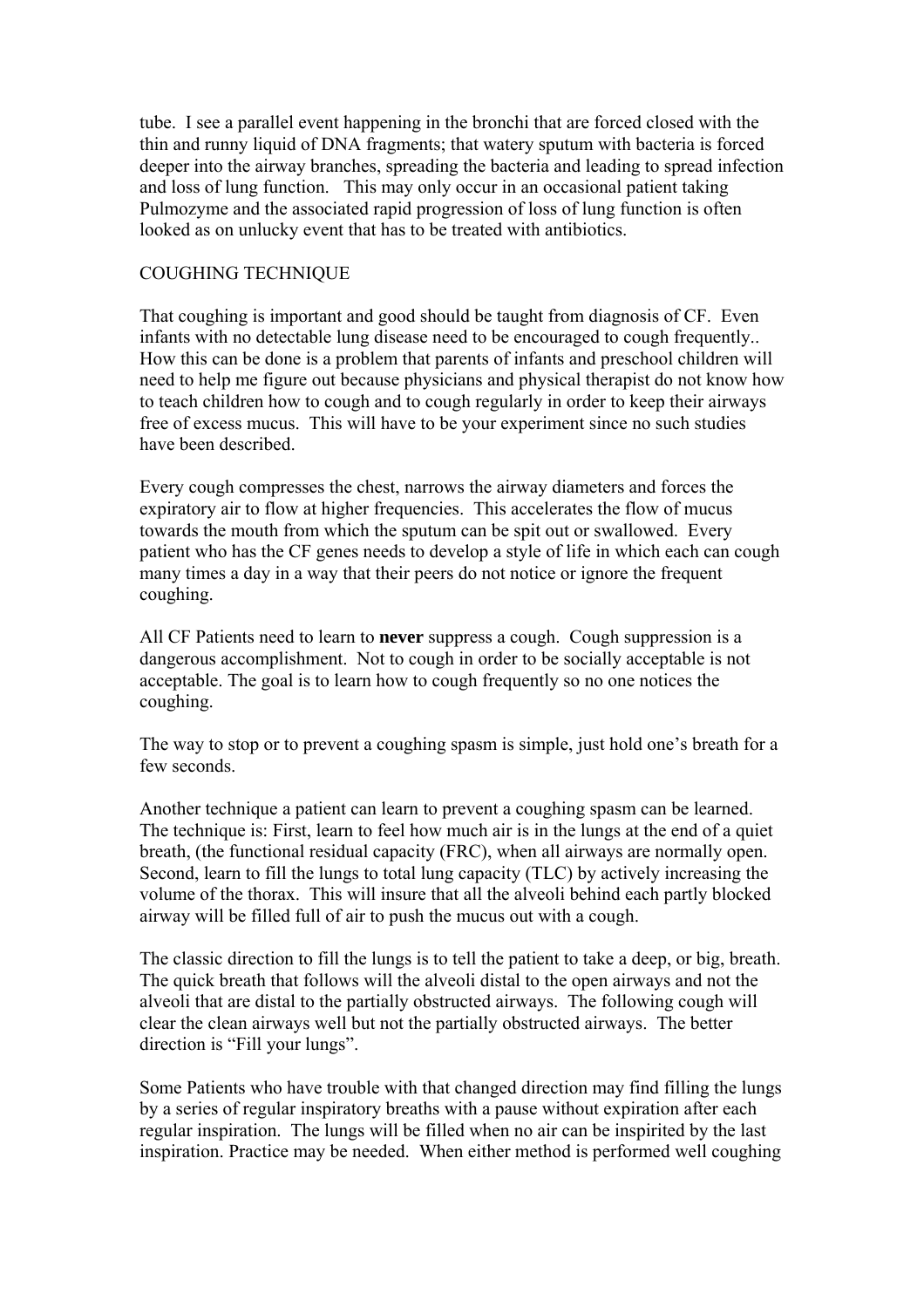tube. I see a parallel event happening in the bronchi that are forced closed with the thin and runny liquid of DNA fragments; that watery sputum with bacteria is forced deeper into the airway branches, spreading the bacteria and leading to spread infection and loss of lung function. This may only occur in an occasional patient taking Pulmozyme and the associated rapid progression of loss of lung function is often looked as on unlucky event that has to be treated with antibiotics.

## COUGHING TECHNIQUE

That coughing is important and good should be taught from diagnosis of CF. Even infants with no detectable lung disease need to be encouraged to cough frequently.. How this can be done is a problem that parents of infants and preschool children will need to help me figure out because physicians and physical therapist do not know how to teach children how to cough and to cough regularly in order to keep their airways free of excess mucus. This will have to be your experiment since no such studies have been described.

Every cough compresses the chest, narrows the airway diameters and forces the expiratory air to flow at higher frequencies. This accelerates the flow of mucus towards the mouth from which the sputum can be spit out or swallowed. Every patient who has the CF genes needs to develop a style of life in which each can cough many times a day in a way that their peers do not notice or ignore the frequent coughing.

All CF Patients need to learn to **never** suppress a cough. Cough suppression is a dangerous accomplishment. Not to cough in order to be socially acceptable is not acceptable. The goal is to learn how to cough frequently so no one notices the coughing.

The way to stop or to prevent a coughing spasm is simple, just hold one's breath for a few seconds.

Another technique a patient can learn to prevent a coughing spasm can be learned. The technique is: First, learn to feel how much air is in the lungs at the end of a quiet breath, (the functional residual capacity (FRC), when all airways are normally open. Second, learn to fill the lungs to total lung capacity (TLC) by actively increasing the volume of the thorax. This will insure that all the alveoli behind each partly blocked airway will be filled full of air to push the mucus out with a cough.

The classic direction to fill the lungs is to tell the patient to take a deep, or big, breath. The quick breath that follows will the alveoli distal to the open airways and not the alveoli that are distal to the partially obstructed airways. The following cough will clear the clean airways well but not the partially obstructed airways. The better direction is "Fill your lungs".

Some Patients who have trouble with that changed direction may find filling the lungs by a series of regular inspiratory breaths with a pause without expiration after each regular inspiration. The lungs will be filled when no air can be inspirited by the last inspiration. Practice may be needed. When either method is performed well coughing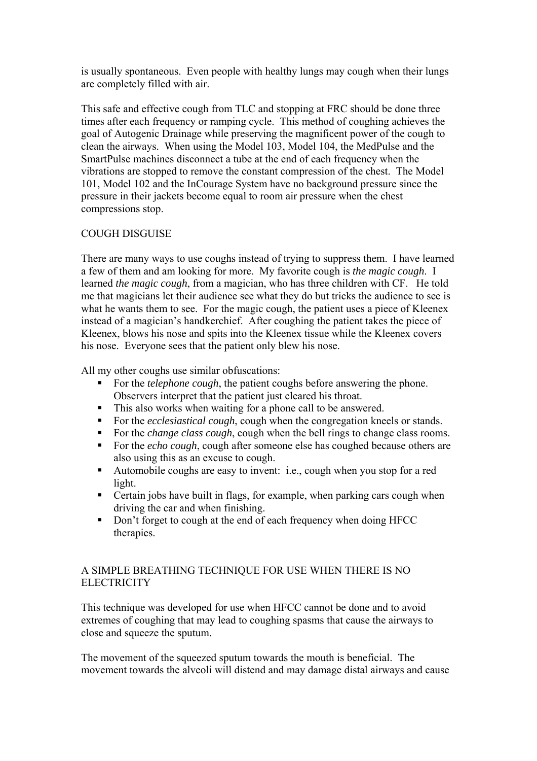is usually spontaneous. Even people with healthy lungs may cough when their lungs are completely filled with air.

This safe and effective cough from TLC and stopping at FRC should be done three times after each frequency or ramping cycle. This method of coughing achieves the goal of Autogenic Drainage while preserving the magnificent power of the cough to clean the airways. When using the Model 103, Model 104, the MedPulse and the SmartPulse machines disconnect a tube at the end of each frequency when the vibrations are stopped to remove the constant compression of the chest. The Model 101, Model 102 and the InCourage System have no background pressure since the pressure in their jackets become equal to room air pressure when the chest compressions stop.

## COUGH DISGUISE

There are many ways to use coughs instead of trying to suppress them. I have learned a few of them and am looking for more. My favorite cough is *the magic cough*. I learned *the magic cough*, from a magician, who has three children with CF. He told me that magicians let their audience see what they do but tricks the audience to see is what he wants them to see. For the magic cough, the patient uses a piece of Kleenex instead of a magician's handkerchief. After coughing the patient takes the piece of Kleenex, blows his nose and spits into the Kleenex tissue while the Kleenex covers his nose. Everyone sees that the patient only blew his nose.

All my other coughs use similar obfuscations:

- For the *telephone cough*, the patient coughs before answering the phone. Observers interpret that the patient just cleared his throat.
- This also works when waiting for a phone call to be answered.
- For the *ecclesiastical cough*, cough when the congregation kneels or stands.
- For the *change class cough*, cough when the bell rings to change class rooms.
- For the *echo cough*, cough after someone else has coughed because others are also using this as an excuse to cough.
- Automobile coughs are easy to invent: i.e., cough when you stop for a red light.
- Certain jobs have built in flags, for example, when parking cars cough when driving the car and when finishing.
- Don't forget to cough at the end of each frequency when doing HFCC therapies.

## A SIMPLE BREATHING TECHNIQUE FOR USE WHEN THERE IS NO ELECTRICITY

This technique was developed for use when HFCC cannot be done and to avoid extremes of coughing that may lead to coughing spasms that cause the airways to close and squeeze the sputum.

The movement of the squeezed sputum towards the mouth is beneficial. The movement towards the alveoli will distend and may damage distal airways and cause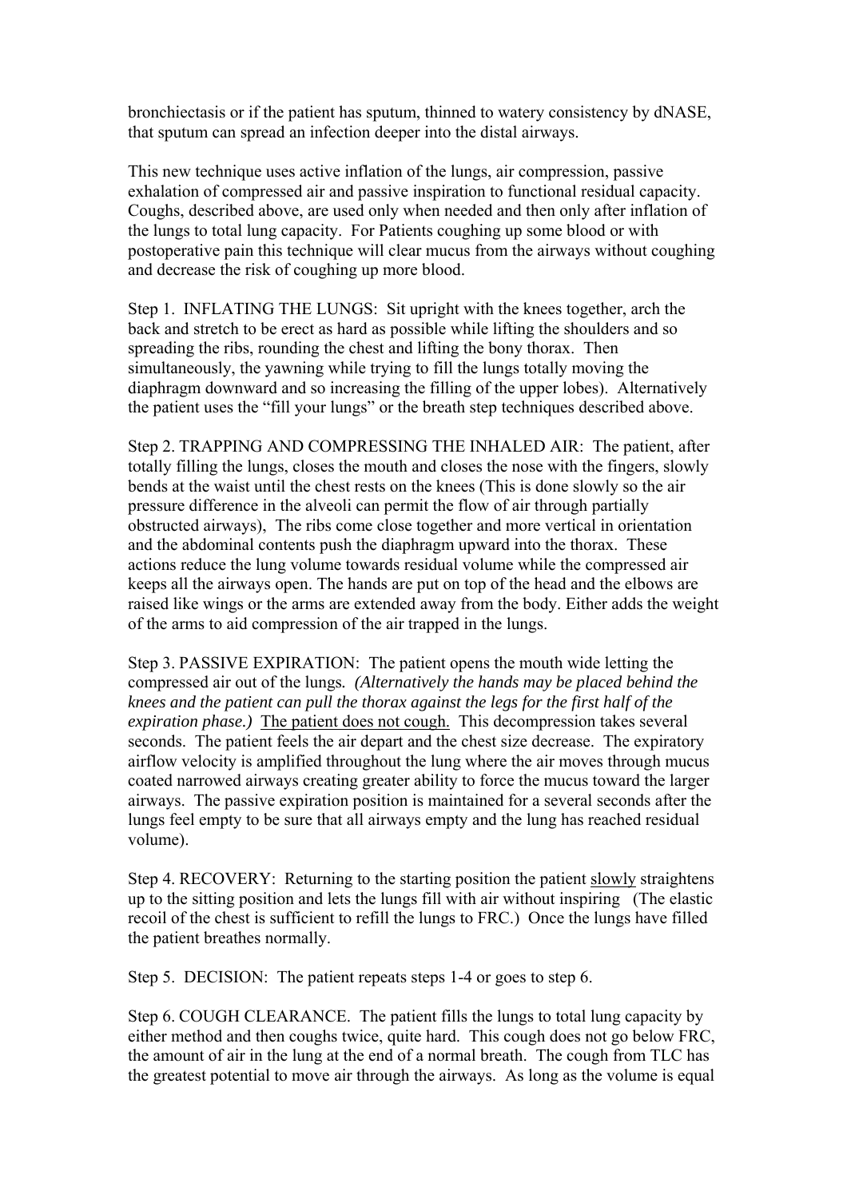bronchiectasis or if the patient has sputum, thinned to watery consistency by dNASE, that sputum can spread an infection deeper into the distal airways.

This new technique uses active inflation of the lungs, air compression, passive exhalation of compressed air and passive inspiration to functional residual capacity. Coughs, described above, are used only when needed and then only after inflation of the lungs to total lung capacity. For Patients coughing up some blood or with postoperative pain this technique will clear mucus from the airways without coughing and decrease the risk of coughing up more blood.

Step 1. INFLATING THE LUNGS: Sit upright with the knees together, arch the back and stretch to be erect as hard as possible while lifting the shoulders and so spreading the ribs, rounding the chest and lifting the bony thorax. Then simultaneously, the yawning while trying to fill the lungs totally moving the diaphragm downward and so increasing the filling of the upper lobes). Alternatively the patient uses the "fill your lungs" or the breath step techniques described above.

Step 2. TRAPPING AND COMPRESSING THE INHALED AIR: The patient, after totally filling the lungs, closes the mouth and closes the nose with the fingers, slowly bends at the waist until the chest rests on the knees (This is done slowly so the air pressure difference in the alveoli can permit the flow of air through partially obstructed airways), The ribs come close together and more vertical in orientation and the abdominal contents push the diaphragm upward into the thorax. These actions reduce the lung volume towards residual volume while the compressed air keeps all the airways open. The hands are put on top of the head and the elbows are raised like wings or the arms are extended away from the body. Either adds the weight of the arms to aid compression of the air trapped in the lungs.

Step 3. PASSIVE EXPIRATION: The patient opens the mouth wide letting the compressed air out of the lungs. *(Alternatively the hands may be placed behind the knees and the patient can pull the thorax against the legs for the first half of the expiration phase.)* <u>The patient does not cough.</u> This decompression takes several seconds. The patient feels the air depart and the chest size decrease. The expiratory airflow velocity is amplified throughout the lung where the air moves through mucus coated narrowed airways creating greater ability to force the mucus toward the larger airways. The passive expiration position is maintained for a several seconds after the lungs feel empty to be sure that all airways empty and the lung has reached residual volume).

Step 4. RECOVERY: Returning to the starting position the patient <u>slowly</u> straightens up to the sitting position and lets the lungs fill with air without inspiring (The elastic recoil of the chest is sufficient to refill the lungs to FRC.) Once the lungs have filled the patient breathes normally.

Step 5. DECISION: The patient repeats steps 1-4 or goes to step 6.

Step 6. COUGH CLEARANCE. The patient fills the lungs to total lung capacity by either method and then coughs twice, quite hard. This cough does not go below FRC, the amount of air in the lung at the end of a normal breath. The cough from TLC has the greatest potential to move air through the airways. As long as the volume is equal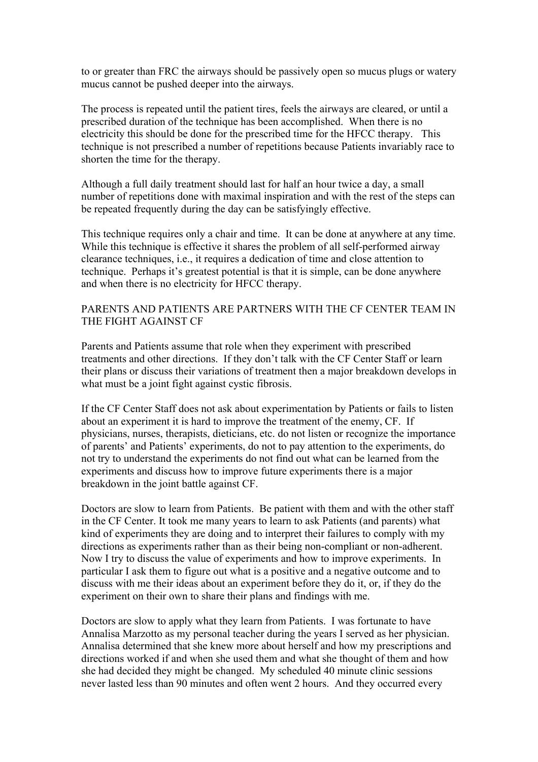to or greater than FRC the airways should be passively open so mucus plugs or watery mucus cannot be pushed deeper into the airways.

The process is repeated until the patient tires, feels the airways are cleared, or until a prescribed duration of the technique has been accomplished. When there is no electricity this should be done for the prescribed time for the HFCC therapy. This technique is not prescribed a number of repetitions because Patients invariably race to shorten the time for the therapy.

Although a full daily treatment should last for half an hour twice a day, a small number of repetitions done with maximal inspiration and with the rest of the steps can be repeated frequently during the day can be satisfyingly effective.

This technique requires only a chair and time. It can be done at anywhere at any time. While this technique is effective it shares the problem of all self-performed airway clearance techniques, i.e., it requires a dedication of time and close attention to technique. Perhaps it's greatest potential is that it is simple, can be done anywhere and when there is no electricity for HFCC therapy.

## PARENTS AND PATIENTS ARE PARTNERS WITH THE CF CENTER TEAM IN THE FIGHT AGAINST CF

Parents and Patients assume that role when they experiment with prescribed treatments and other directions. If they don't talk with the CF Center Staff or learn their plans or discuss their variations of treatment then a major breakdown develops in what must be a joint fight against cystic fibrosis.

If the CF Center Staff does not ask about experimentation by Patients or fails to listen about an experiment it is hard to improve the treatment of the enemy, CF. If physicians, nurses, therapists, dieticians, etc. do not listen or recognize the importance of parents' and Patients' experiments, do not to pay attention to the experiments, do not try to understand the experiments do not find out what can be learned from the experiments and discuss how to improve future experiments there is a major breakdown in the joint battle against CF.

Doctors are slow to learn from Patients. Be patient with them and with the other staff in the CF Center. It took me many years to learn to ask Patients (and parents) what kind of experiments they are doing and to interpret their failures to comply with my directions as experiments rather than as their being non-compliant or non-adherent. Now I try to discuss the value of experiments and how to improve experiments. In particular I ask them to figure out what is a positive and a negative outcome and to discuss with me their ideas about an experiment before they do it, or, if they do the experiment on their own to share their plans and findings with me.

Doctors are slow to apply what they learn from Patients. I was fortunate to have Annalisa Marzotto as my personal teacher during the years I served as her physician. Annalisa determined that she knew more about herself and how my prescriptions and directions worked if and when she used them and what she thought of them and how she had decided they might be changed. My scheduled 40 minute clinic sessions never lasted less than 90 minutes and often went 2 hours. And they occurred every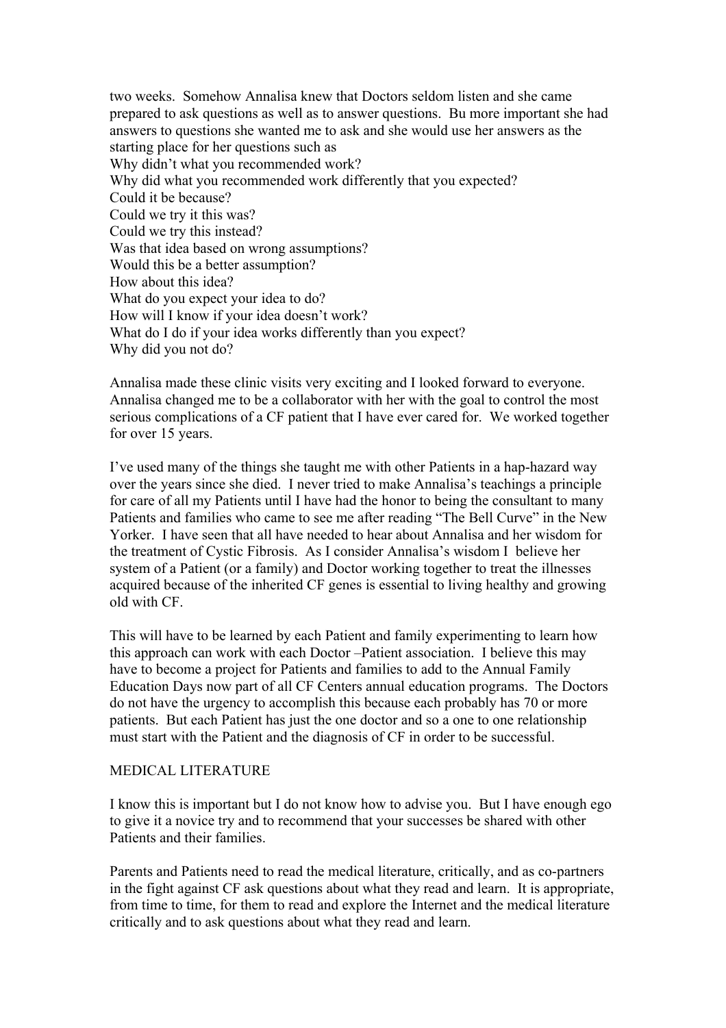two weeks. Somehow Annalisa knew that Doctors seldom listen and she came prepared to ask questions as well as to answer questions. Bu more important she had answers to questions she wanted me to ask and she would use her answers as the starting place for her questions such as

Why didn't what you recommended work?
Why did what you recommended work differently that you expected?
Could it be because?
Could we try it this was?
Could we try this instead?
Was that idea based on wrong assumptions?
Would this be a better assumption?
How about this idea?
What do you expect your idea to do?
How will I know if your idea doesn't work?
What do I do if your idea works differently than you expect?
Why did you not do?

Annalisa made these clinic visits very exciting and I looked forward to everyone. Annalisa changed me to be a collaborator with her with the goal to control the most serious complications of a CF patient that I have ever cared for. We worked together for over 15 years.

I've used many of the things she taught me with other Patients in a hap-hazard way over the years since she died. I never tried to make Annalisa's teachings a principle for care of all my Patients until I have had the honor to being the consultant to many Patients and families who came to see me after reading "The Bell Curve" in the New Yorker. I have seen that all have needed to hear about Annalisa and her wisdom for the treatment of Cystic Fibrosis. As I consider Annalisa's wisdom I believe her system of a Patient (or a family) and Doctor working together to treat the illnesses acquired because of the inherited CF genes is essential to living healthy and growing old with CF.

This will have to be learned by each Patient and family experimenting to learn how this approach can work with each Doctor –Patient association. I believe this may have to become a project for Patients and families to add to the Annual Family Education Days now part of all CF Centers annual education programs. The Doctors do not have the urgency to accomplish this because each probably has 70 or more patients. But each Patient has just the one doctor and so a one to one relationship must start with the Patient and the diagnosis of CF in order to be successful.

## MEDICAL LITERATURE

I know this is important but I do not know how to advise you. But I have enough ego to give it a novice try and to recommend that your successes be shared with other Patients and their families.

Parents and Patients need to read the medical literature, critically, and as co-partners in the fight against CF ask questions about what they read and learn. It is appropriate, from time to time, for them to read and explore the Internet and the medical literature critically and to ask questions about what they read and learn.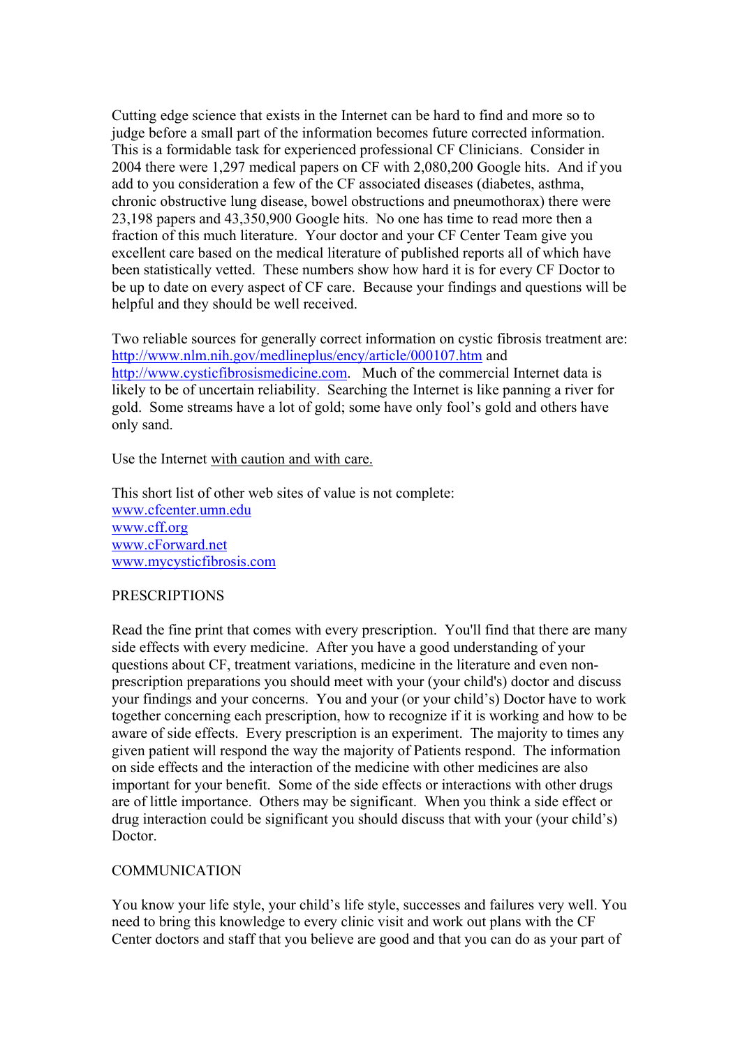Cutting edge science that exists in the Internet can be hard to find and more so to judge before a small part of the information becomes future corrected information. This is a formidable task for experienced professional CF Clinicians. Consider in 2004 there were 1,297 medical papers on CF with 2,080,200 Google hits. And if you add to you consideration a few of the CF associated diseases (diabetes, asthma, chronic obstructive lung disease, bowel obstructions and pneumothorax) there were 23,198 papers and 43,350,900 Google hits. No one has time to read more then a fraction of this much literature. Your doctor and your CF Center Team give you excellent care based on the medical literature of published reports all of which have been statistically vetted. These numbers show how hard it is for every CF Doctor to be up to date on every aspect of CF care. Because your findings and questions will be helpful and they should be well received.

Two reliable sources for generally correct information on cystic fibrosis treatment are: http://www.nlm.nih.gov/medlineplus/ency/article/000107.htm and http://www.cysticfibrosismedicine.com. Much of the commercial Internet data is likely to be of uncertain reliability. Searching the Internet is like panning a river for gold. Some streams have a lot of gold; some have only fool's gold and others have only sand.

Use the Internet with caution and with care.

This short list of other web sites of value is not complete:
www.cfcenter.umn.edu
www.cff.org
www.cForward.net
www.mycysticfibrosis.com

## PRESCRIPTIONS

Read the fine print that comes with every prescription. You'll find that there are many side effects with every medicine. After you have a good understanding of your questions about CF, treatment variations, medicine in the literature and even non-prescription preparations you should meet with your (your child's) doctor and discuss your findings and your concerns. You and your (or your child's) Doctor have to work together concerning each prescription, how to recognize if it is working and how to be aware of side effects. Every prescription is an experiment. The majority to times any given patient will respond the way the majority of Patients respond. The information on side effects and the interaction of the medicine with other medicines are also important for your benefit. Some of the side effects or interactions with other drugs are of little importance. Others may be significant. When you think a side effect or drug interaction could be significant you should discuss that with your (your child's) Doctor.

## COMMUNICATION

You know your life style, your child's life style, successes and failures very well. You need to bring this knowledge to every clinic visit and work out plans with the CF Center doctors and staff that you believe are good and that you can do as your part of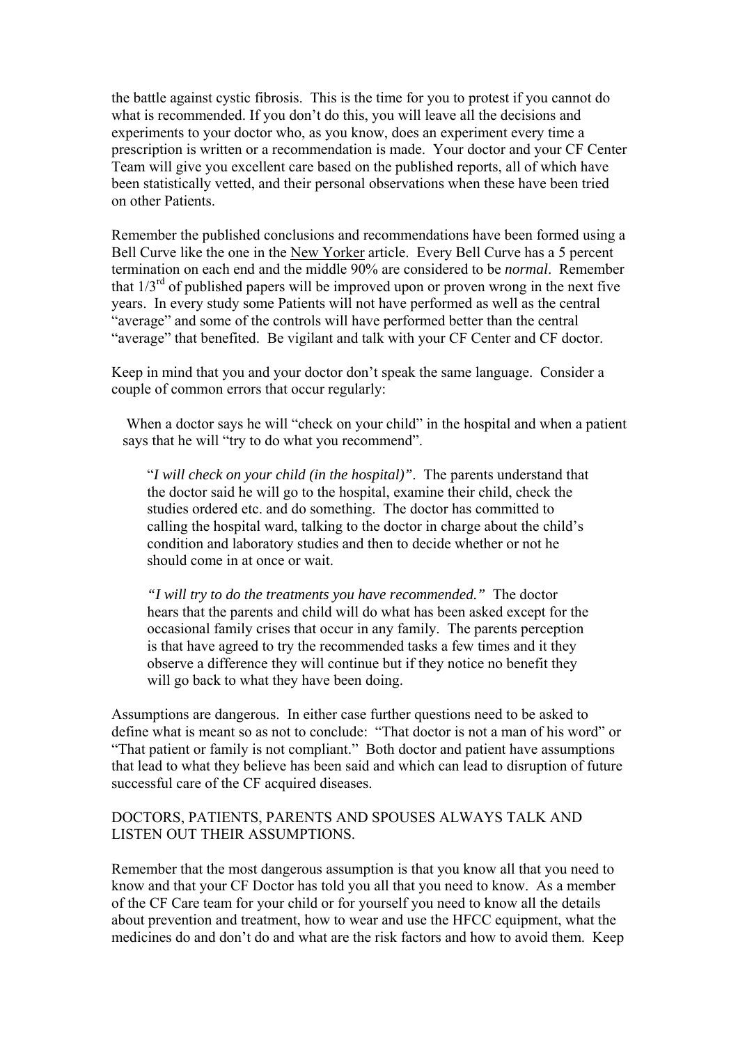the battle against cystic fibrosis. This is the time for you to protest if you cannot do what is recommended. If you don't do this, you will leave all the decisions and experiments to your doctor who, as you know, does an experiment every time a prescription is written or a recommendation is made. Your doctor and your CF Center Team will give you excellent care based on the published reports, all of which have been statistically vetted, and their personal observations when these have been tried on other Patients.

Remember the published conclusions and recommendations have been formed using a Bell Curve like the one in the New Yorker article. Every Bell Curve has a 5 percent termination on each end and the middle 90% are considered to be *normal*. Remember that 1/3rd of published papers will be improved upon or proven wrong in the next five years. In every study some Patients will not have performed as well as the central "average" and some of the controls will have performed better than the central "average" that benefited. Be vigilant and talk with your CF Center and CF doctor.

Keep in mind that you and your doctor don't speak the same language. Consider a couple of common errors that occur regularly:

When a doctor says he will "check on your child" in the hospital and when a patient says that he will "try to do what you recommend".

> "*I will check on your child (in the hospital)"*. The parents understand that the doctor said he will go to the hospital, examine their child, check the studies ordered etc. and do something. The doctor has committed to calling the hospital ward, talking to the doctor in charge about the child's condition and laboratory studies and then to decide whether or not he should come in at once or wait.
>
> *"I will try to do the treatments you have recommended."* The doctor hears that the parents and child will do what has been asked except for the occasional family crises that occur in any family. The parents perception is that have agreed to try the recommended tasks a few times and it they observe a difference they will continue but if they notice no benefit they will go back to what they have been doing.

Assumptions are dangerous. In either case further questions need to be asked to define what is meant so as not to conclude: "That doctor is not a man of his word" or "That patient or family is not compliant." Both doctor and patient have assumptions that lead to what they believe has been said and which can lead to disruption of future successful care of the CF acquired diseases.

DOCTORS, PATIENTS, PARENTS AND SPOUSES ALWAYS TALK AND LISTEN OUT THEIR ASSUMPTIONS.

Remember that the most dangerous assumption is that you know all that you need to know and that your CF Doctor has told you all that you need to know. As a member of the CF Care team for your child or for yourself you need to know all the details about prevention and treatment, how to wear and use the HFCC equipment, what the medicines do and don't do and what are the risk factors and how to avoid them. Keep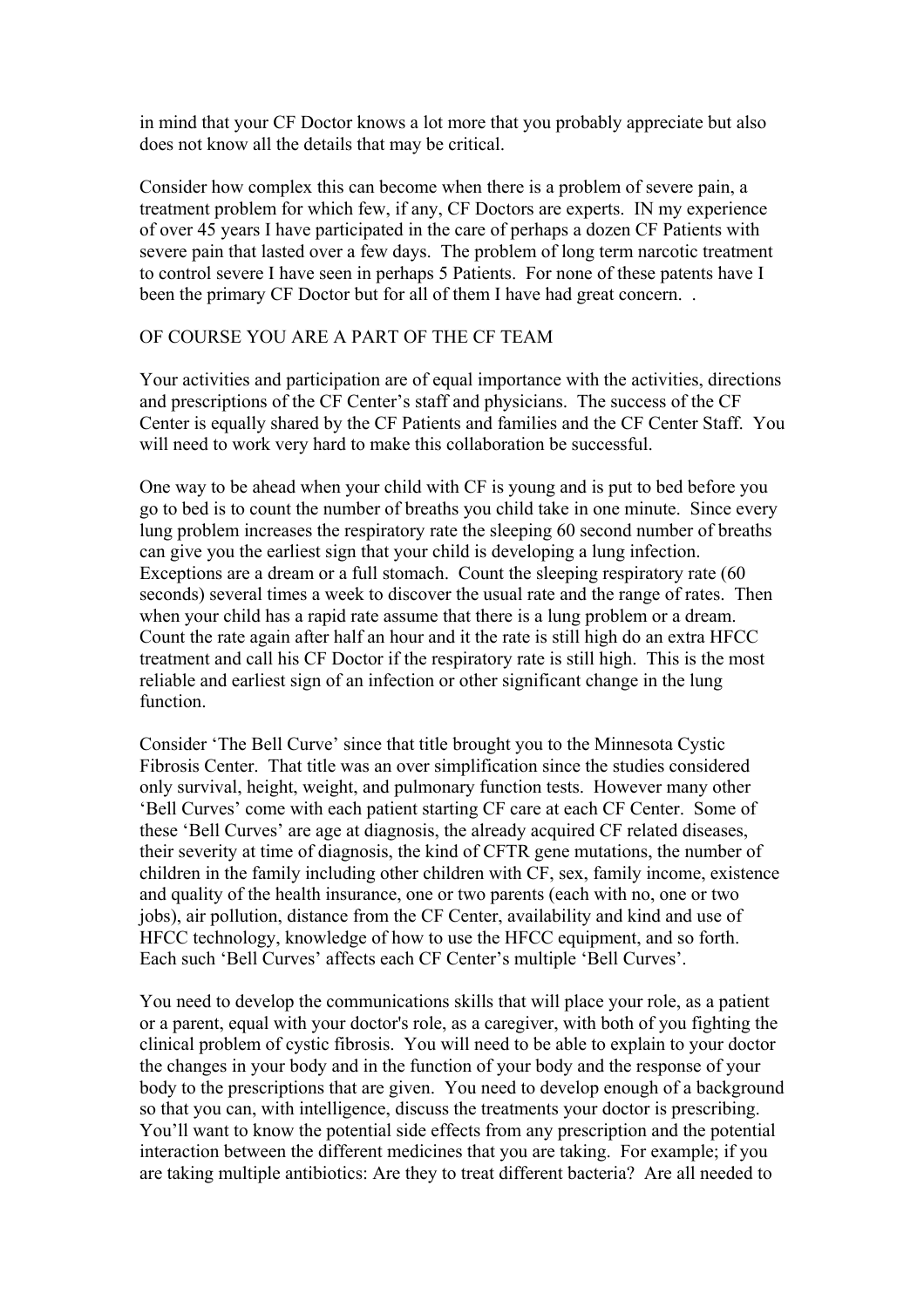in mind that your CF Doctor knows a lot more that you probably appreciate but also does not know all the details that may be critical.

Consider how complex this can become when there is a problem of severe pain, a treatment problem for which few, if any, CF Doctors are experts. IN my experience of over 45 years I have participated in the care of perhaps a dozen CF Patients with severe pain that lasted over a few days. The problem of long term narcotic treatment to control severe I have seen in perhaps 5 Patients. For none of these patents have I been the primary CF Doctor but for all of them I have had great concern. .

OF COURSE YOU ARE A PART OF THE CF TEAM

Your activities and participation are of equal importance with the activities, directions and prescriptions of the CF Center's staff and physicians. The success of the CF Center is equally shared by the CF Patients and families and the CF Center Staff. You will need to work very hard to make this collaboration be successful.

One way to be ahead when your child with CF is young and is put to bed before you go to bed is to count the number of breaths you child take in one minute. Since every lung problem increases the respiratory rate the sleeping 60 second number of breaths can give you the earliest sign that your child is developing a lung infection. Exceptions are a dream or a full stomach. Count the sleeping respiratory rate (60 seconds) several times a week to discover the usual rate and the range of rates. Then when your child has a rapid rate assume that there is a lung problem or a dream. Count the rate again after half an hour and it the rate is still high do an extra HFCC treatment and call his CF Doctor if the respiratory rate is still high. This is the most reliable and earliest sign of an infection or other significant change in the lung function.

Consider 'The Bell Curve' since that title brought you to the Minnesota Cystic Fibrosis Center. That title was an over simplification since the studies considered only survival, height, weight, and pulmonary function tests. However many other 'Bell Curves' come with each patient starting CF care at each CF Center. Some of these 'Bell Curves' are age at diagnosis, the already acquired CF related diseases, their severity at time of diagnosis, the kind of CFTR gene mutations, the number of children in the family including other children with CF, sex, family income, existence and quality of the health insurance, one or two parents (each with no, one or two jobs), air pollution, distance from the CF Center, availability and kind and use of HFCC technology, knowledge of how to use the HFCC equipment, and so forth. Each such 'Bell Curves' affects each CF Center's multiple 'Bell Curves'.

You need to develop the communications skills that will place your role, as a patient or a parent, equal with your doctor's role, as a caregiver, with both of you fighting the clinical problem of cystic fibrosis. You will need to be able to explain to your doctor the changes in your body and in the function of your body and the response of your body to the prescriptions that are given. You need to develop enough of a background so that you can, with intelligence, discuss the treatments your doctor is prescribing. You'll want to know the potential side effects from any prescription and the potential interaction between the different medicines that you are taking. For example; if you are taking multiple antibiotics: Are they to treat different bacteria? Are all needed to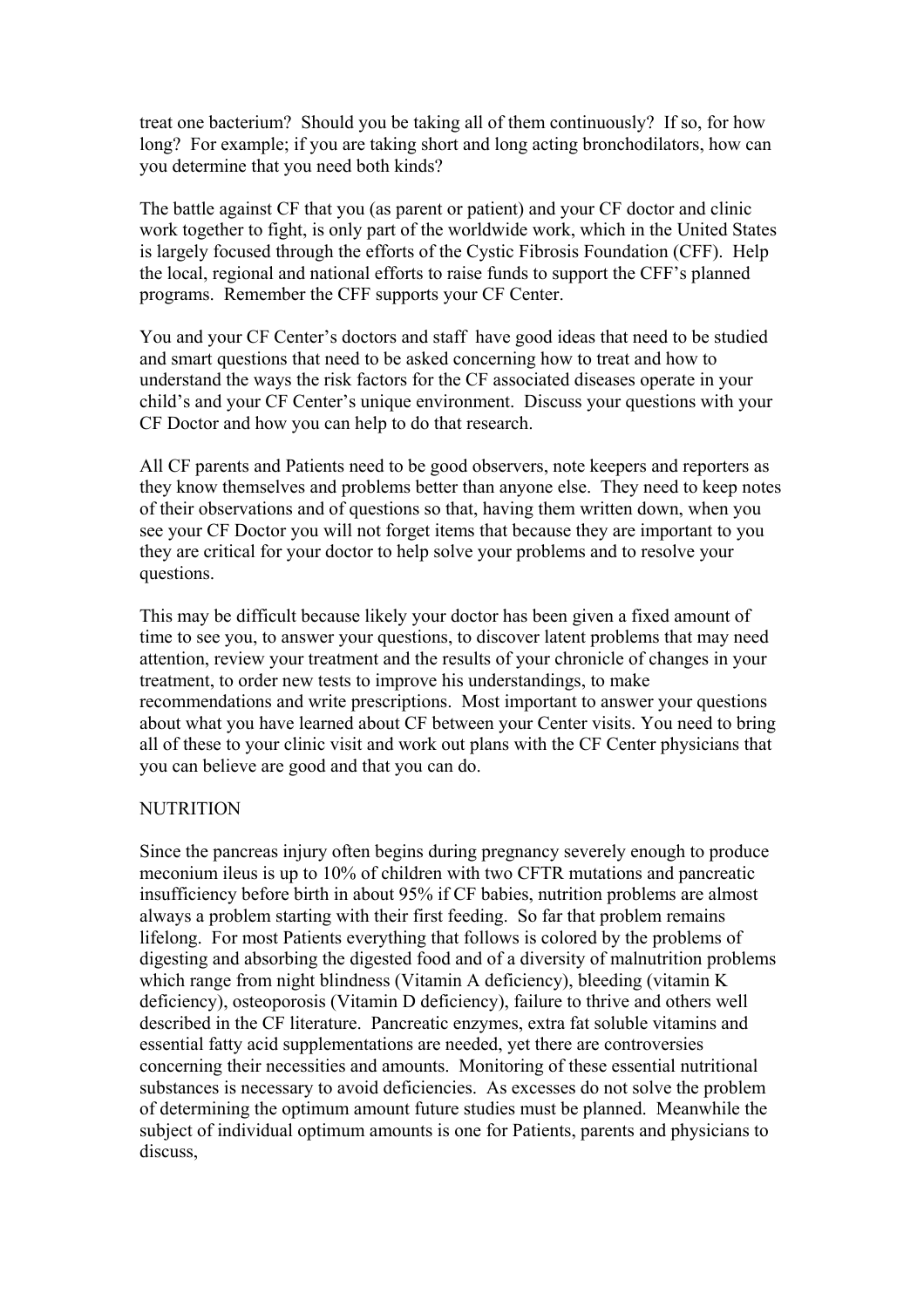treat one bacterium? Should you be taking all of them continuously? If so, for how long? For example; if you are taking short and long acting bronchodilators, how can you determine that you need both kinds?

The battle against CF that you (as parent or patient) and your CF doctor and clinic work together to fight, is only part of the worldwide work, which in the United States is largely focused through the efforts of the Cystic Fibrosis Foundation (CFF). Help the local, regional and national efforts to raise funds to support the CFF's planned programs. Remember the CFF supports your CF Center.

You and your CF Center's doctors and staff have good ideas that need to be studied and smart questions that need to be asked concerning how to treat and how to understand the ways the risk factors for the CF associated diseases operate in your child's and your CF Center's unique environment. Discuss your questions with your CF Doctor and how you can help to do that research.

All CF parents and Patients need to be good observers, note keepers and reporters as they know themselves and problems better than anyone else. They need to keep notes of their observations and of questions so that, having them written down, when you see your CF Doctor you will not forget items that because they are important to you they are critical for your doctor to help solve your problems and to resolve your questions.

This may be difficult because likely your doctor has been given a fixed amount of time to see you, to answer your questions, to discover latent problems that may need attention, review your treatment and the results of your chronicle of changes in your treatment, to order new tests to improve his understandings, to make recommendations and write prescriptions. Most important to answer your questions about what you have learned about CF between your Center visits. You need to bring all of these to your clinic visit and work out plans with the CF Center physicians that you can believe are good and that you can do.

NUTRITION

Since the pancreas injury often begins during pregnancy severely enough to produce meconium ileus is up to 10% of children with two CFTR mutations and pancreatic insufficiency before birth in about 95% if CF babies, nutrition problems are almost always a problem starting with their first feeding. So far that problem remains lifelong. For most Patients everything that follows is colored by the problems of digesting and absorbing the digested food and of a diversity of malnutrition problems which range from night blindness (Vitamin A deficiency), bleeding (vitamin K deficiency), osteoporosis (Vitamin D deficiency), failure to thrive and others well described in the CF literature. Pancreatic enzymes, extra fat soluble vitamins and essential fatty acid supplementations are needed, yet there are controversies concerning their necessities and amounts. Monitoring of these essential nutritional substances is necessary to avoid deficiencies. As excesses do not solve the problem of determining the optimum amount future studies must be planned. Meanwhile the subject of individual optimum amounts is one for Patients, parents and physicians to discuss,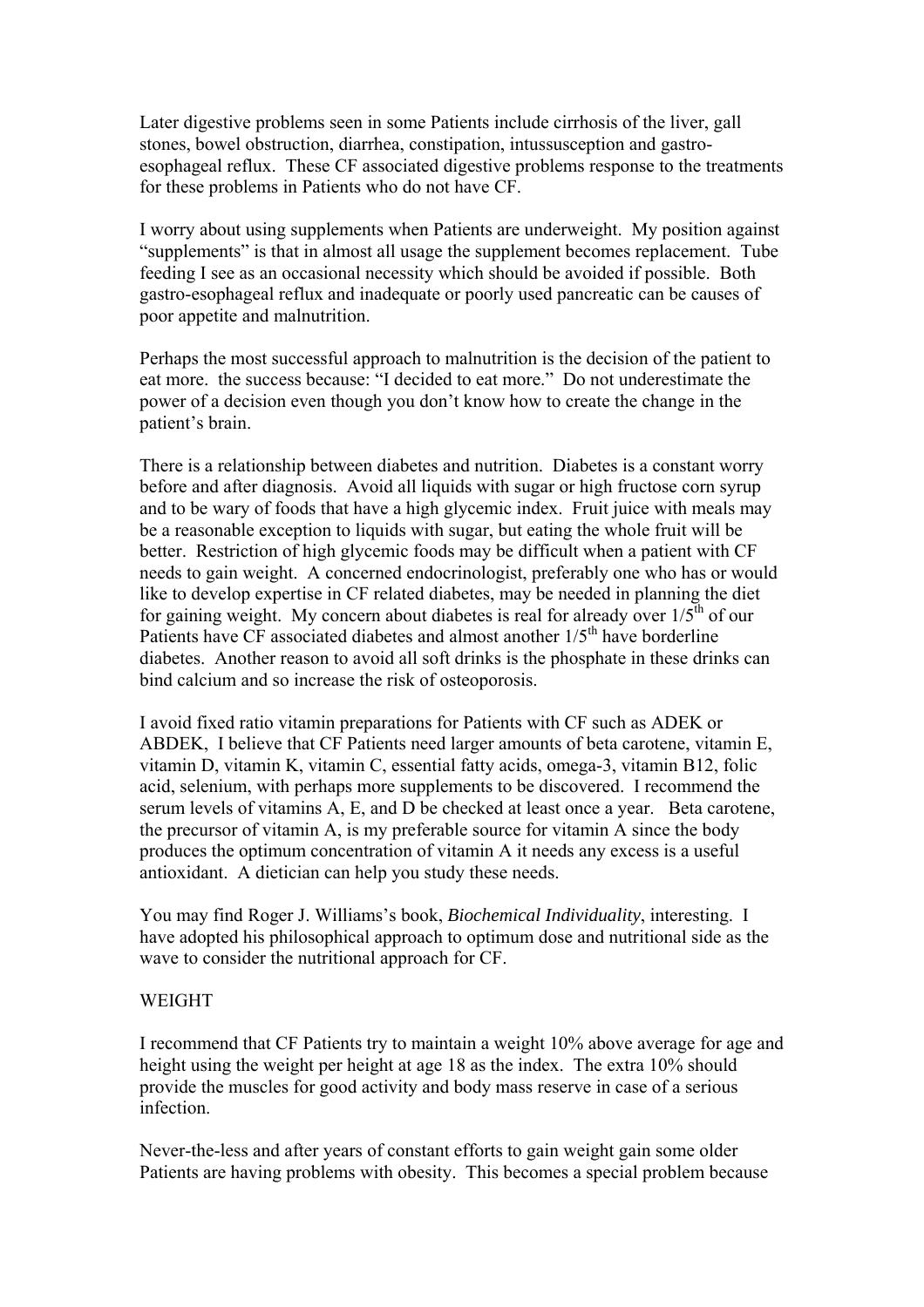Later digestive problems seen in some Patients include cirrhosis of the liver, gall stones, bowel obstruction, diarrhea, constipation, intussusception and gastro-esophageal reflux. These CF associated digestive problems response to the treatments for these problems in Patients who do not have CF.

I worry about using supplements when Patients are underweight. My position against "supplements" is that in almost all usage the supplement becomes replacement. Tube feeding I see as an occasional necessity which should be avoided if possible. Both gastro-esophageal reflux and inadequate or poorly used pancreatic can be causes of poor appetite and malnutrition.

Perhaps the most successful approach to malnutrition is the decision of the patient to eat more. the success because: "I decided to eat more." Do not underestimate the power of a decision even though you don't know how to create the change in the patient's brain.

There is a relationship between diabetes and nutrition. Diabetes is a constant worry before and after diagnosis. Avoid all liquids with sugar or high fructose corn syrup and to be wary of foods that have a high glycemic index. Fruit juice with meals may be a reasonable exception to liquids with sugar, but eating the whole fruit will be better. Restriction of high glycemic foods may be difficult when a patient with CF needs to gain weight. A concerned endocrinologist, preferably one who has or would like to develop expertise in CF related diabetes, may be needed in planning the diet for gaining weight. My concern about diabetes is real for already over 1/5th of our Patients have CF associated diabetes and almost another 1/5th have borderline diabetes. Another reason to avoid all soft drinks is the phosphate in these drinks can bind calcium and so increase the risk of osteoporosis.

I avoid fixed ratio vitamin preparations for Patients with CF such as ADEK or ABDEK, I believe that CF Patients need larger amounts of beta carotene, vitamin E, vitamin D, vitamin K, vitamin C, essential fatty acids, omega-3, vitamin B12, folic acid, selenium, with perhaps more supplements to be discovered. I recommend the serum levels of vitamins A, E, and D be checked at least once a year. Beta carotene, the precursor of vitamin A, is my preferable source for vitamin A since the body produces the optimum concentration of vitamin A it needs any excess is a useful antioxidant. A dietician can help you study these needs.

You may find Roger J. Williams's book, *Biochemical Individuality*, interesting. I have adopted his philosophical approach to optimum dose and nutritional side as the wave to consider the nutritional approach for CF.

WEIGHT

I recommend that CF Patients try to maintain a weight 10% above average for age and height using the weight per height at age 18 as the index. The extra 10% should provide the muscles for good activity and body mass reserve in case of a serious infection.

Never-the-less and after years of constant efforts to gain weight gain some older Patients are having problems with obesity. This becomes a special problem because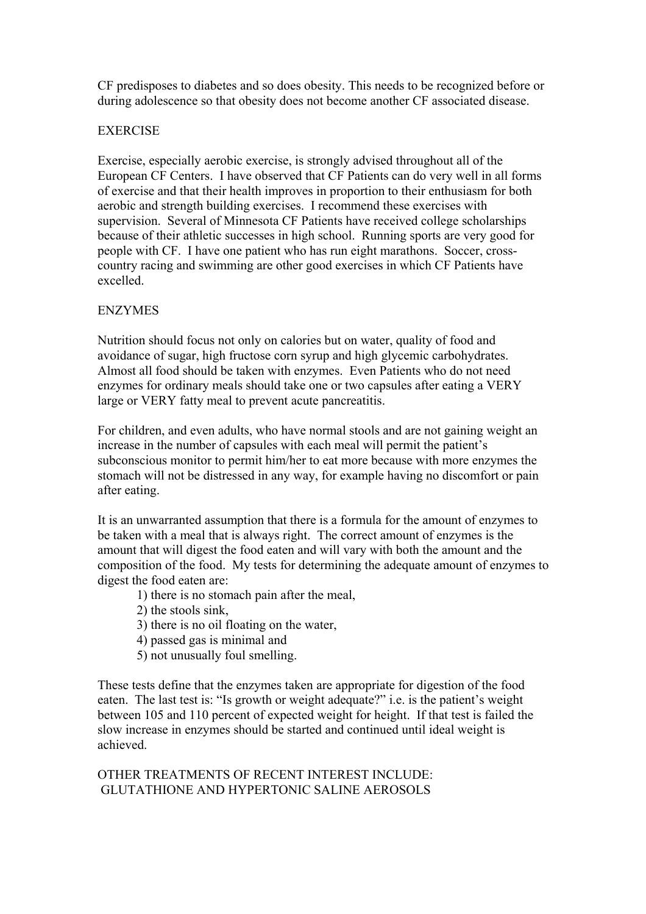CF predisposes to diabetes and so does obesity. This needs to be recognized before or during adolescence so that obesity does not become another CF associated disease.

## EXERCISE

Exercise, especially aerobic exercise, is strongly advised throughout all of the European CF Centers. I have observed that CF Patients can do very well in all forms of exercise and that their health improves in proportion to their enthusiasm for both aerobic and strength building exercises. I recommend these exercises with supervision. Several of Minnesota CF Patients have received college scholarships because of their athletic successes in high school. Running sports are very good for people with CF. I have one patient who has run eight marathons. Soccer, cross-country racing and swimming are other good exercises in which CF Patients have excelled.

## ENZYMES

Nutrition should focus not only on calories but on water, quality of food and avoidance of sugar, high fructose corn syrup and high glycemic carbohydrates. Almost all food should be taken with enzymes. Even Patients who do not need enzymes for ordinary meals should take one or two capsules after eating a VERY large or VERY fatty meal to prevent acute pancreatitis.

For children, and even adults, who have normal stools and are not gaining weight an increase in the number of capsules with each meal will permit the patient's subconscious monitor to permit him/her to eat more because with more enzymes the stomach will not be distressed in any way, for example having no discomfort or pain after eating.

It is an unwarranted assumption that there is a formula for the amount of enzymes to be taken with a meal that is always right. The correct amount of enzymes is the amount that will digest the food eaten and will vary with both the amount and the composition of the food. My tests for determining the adequate amount of enzymes to digest the food eaten are:

1) there is no stomach pain after the meal,
2) the stools sink,
3) there is no oil floating on the water,
4) passed gas is minimal and
5) not unusually foul smelling.

These tests define that the enzymes taken are appropriate for digestion of the food eaten. The last test is: "Is growth or weight adequate?" i.e. is the patient's weight between 105 and 110 percent of expected weight for height. If that test is failed the slow increase in enzymes should be started and continued until ideal weight is achieved.

## OTHER TREATMENTS OF RECENT INTEREST INCLUDE: GLUTATHIONE AND HYPERTONIC SALINE AEROSOLS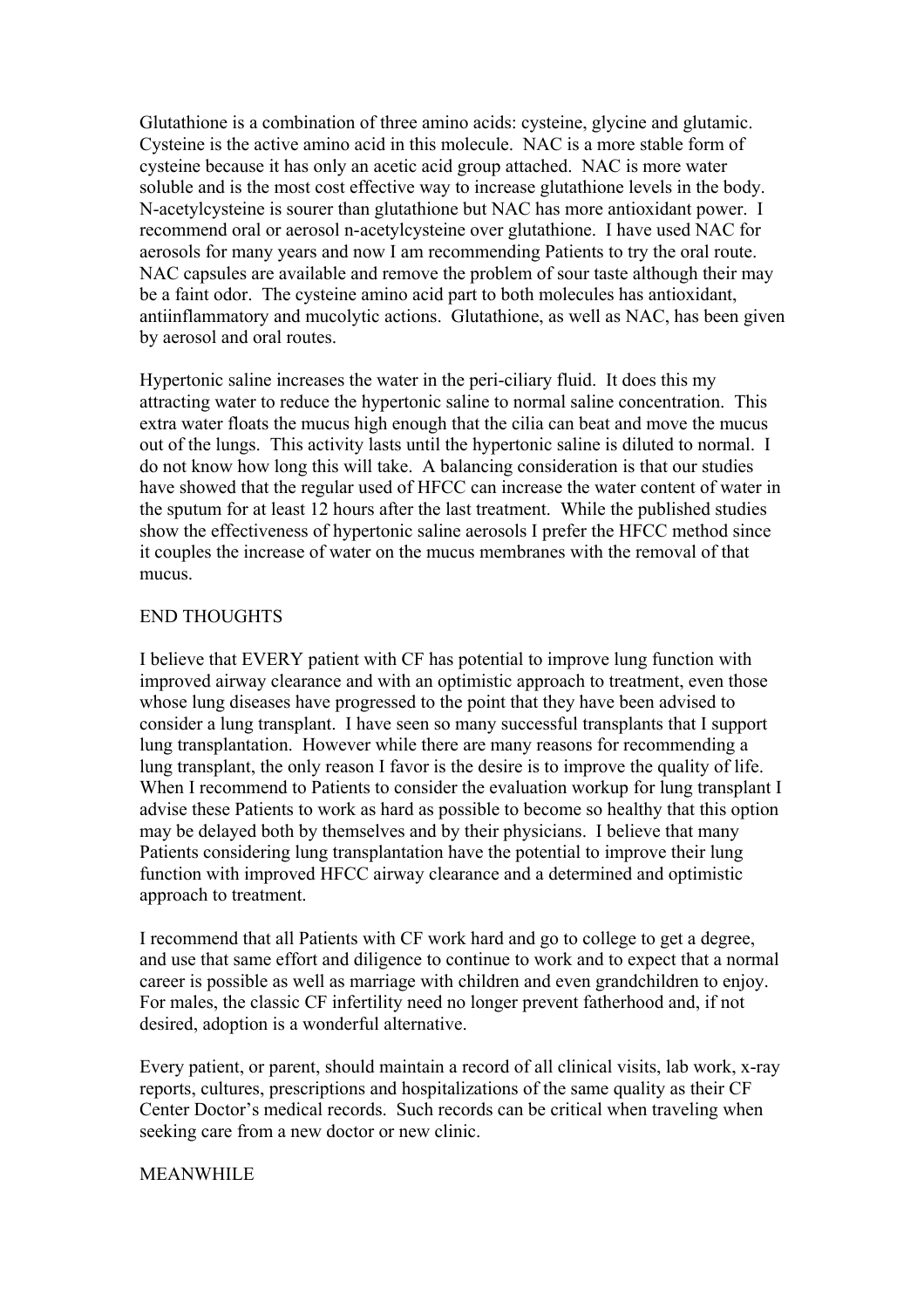Glutathione is a combination of three amino acids: cysteine, glycine and glutamic. Cysteine is the active amino acid in this molecule. NAC is a more stable form of cysteine because it has only an acetic acid group attached. NAC is more water soluble and is the most cost effective way to increase glutathione levels in the body. N-acetylcysteine is sourer than glutathione but NAC has more antioxidant power. I recommend oral or aerosol n-acetylcysteine over glutathione. I have used NAC for aerosols for many years and now I am recommending Patients to try the oral route. NAC capsules are available and remove the problem of sour taste although their may be a faint odor. The cysteine amino acid part to both molecules has antioxidant, antiinflammatory and mucolytic actions. Glutathione, as well as NAC, has been given by aerosol and oral routes.

Hypertonic saline increases the water in the peri-ciliary fluid. It does this my attracting water to reduce the hypertonic saline to normal saline concentration. This extra water floats the mucus high enough that the cilia can beat and move the mucus out of the lungs. This activity lasts until the hypertonic saline is diluted to normal. I do not know how long this will take. A balancing consideration is that our studies have showed that the regular used of HFCC can increase the water content of water in the sputum for at least 12 hours after the last treatment. While the published studies show the effectiveness of hypertonic saline aerosols I prefer the HFCC method since it couples the increase of water on the mucus membranes with the removal of that mucus.

END THOUGHTS

I believe that EVERY patient with CF has potential to improve lung function with improved airway clearance and with an optimistic approach to treatment, even those whose lung diseases have progressed to the point that they have been advised to consider a lung transplant. I have seen so many successful transplants that I support lung transplantation. However while there are many reasons for recommending a lung transplant, the only reason I favor is the desire is to improve the quality of life. When I recommend to Patients to consider the evaluation workup for lung transplant I advise these Patients to work as hard as possible to become so healthy that this option may be delayed both by themselves and by their physicians. I believe that many Patients considering lung transplantation have the potential to improve their lung function with improved HFCC airway clearance and a determined and optimistic approach to treatment.

I recommend that all Patients with CF work hard and go to college to get a degree, and use that same effort and diligence to continue to work and to expect that a normal career is possible as well as marriage with children and even grandchildren to enjoy. For males, the classic CF infertility need no longer prevent fatherhood and, if not desired, adoption is a wonderful alternative.

Every patient, or parent, should maintain a record of all clinical visits, lab work, x-ray reports, cultures, prescriptions and hospitalizations of the same quality as their CF Center Doctor's medical records. Such records can be critical when traveling when seeking care from a new doctor or new clinic.

MEANWHILE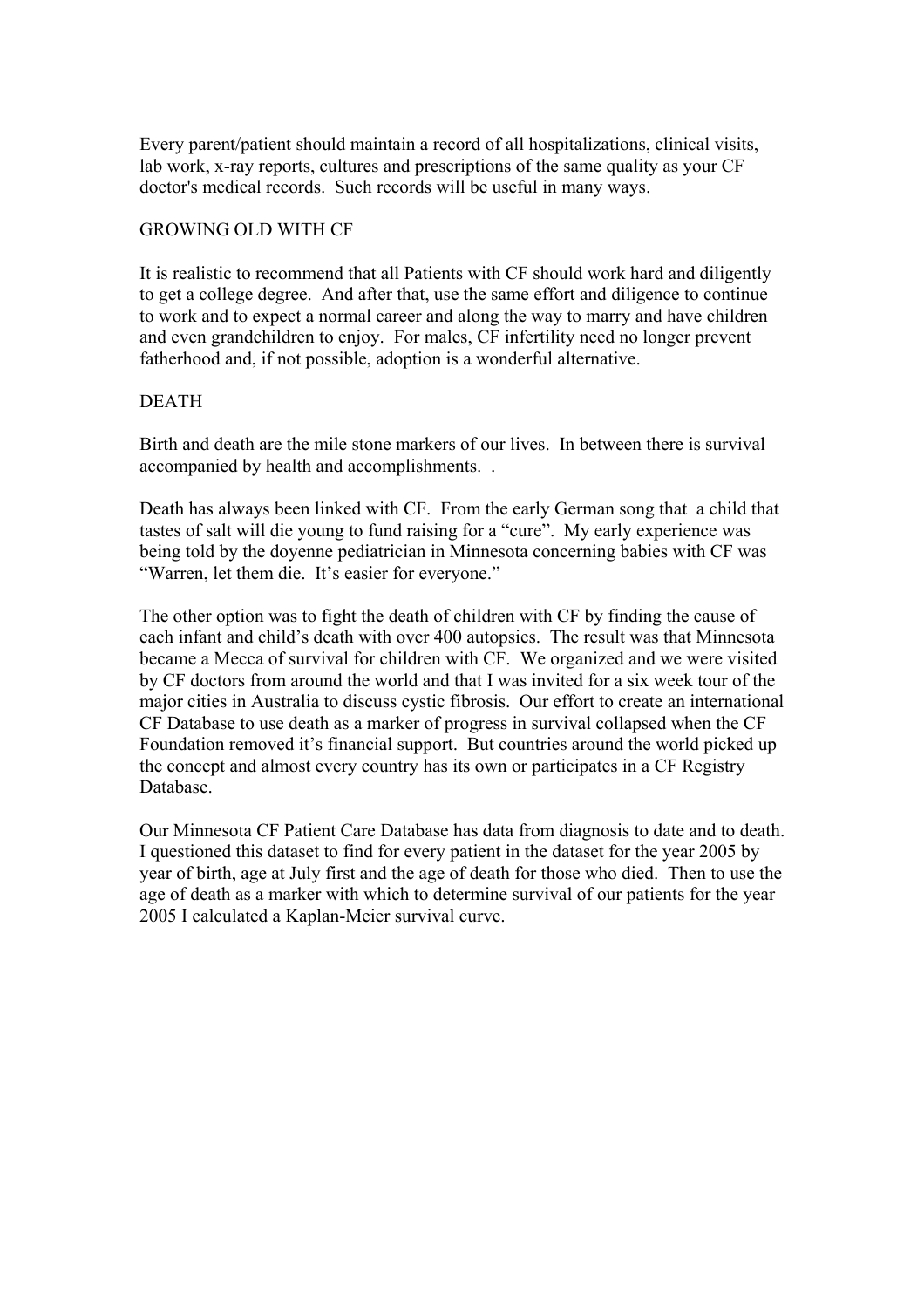Every parent/patient should maintain a record of all hospitalizations, clinical visits, lab work, x-ray reports, cultures and prescriptions of the same quality as your CF doctor's medical records. Such records will be useful in many ways.

## GROWING OLD WITH CF

It is realistic to recommend that all Patients with CF should work hard and diligently to get a college degree. And after that, use the same effort and diligence to continue to work and to expect a normal career and along the way to marry and have children and even grandchildren to enjoy. For males, CF infertility need no longer prevent fatherhood and, if not possible, adoption is a wonderful alternative.

## DEATH

Birth and death are the mile stone markers of our lives. In between there is survival accompanied by health and accomplishments. .

Death has always been linked with CF. From the early German song that a child that tastes of salt will die young to fund raising for a "cure". My early experience was being told by the doyenne pediatrician in Minnesota concerning babies with CF was "Warren, let them die. It's easier for everyone."

The other option was to fight the death of children with CF by finding the cause of each infant and child's death with over 400 autopsies. The result was that Minnesota became a Mecca of survival for children with CF. We organized and we were visited by CF doctors from around the world and that I was invited for a six week tour of the major cities in Australia to discuss cystic fibrosis. Our effort to create an international CF Database to use death as a marker of progress in survival collapsed when the CF Foundation removed it's financial support. But countries around the world picked up the concept and almost every country has its own or participates in a CF Registry Database.

Our Minnesota CF Patient Care Database has data from diagnosis to date and to death. I questioned this dataset to find for every patient in the dataset for the year 2005 by year of birth, age at July first and the age of death for those who died. Then to use the age of death as a marker with which to determine survival of our patients for the year 2005 I calculated a Kaplan-Meier survival curve.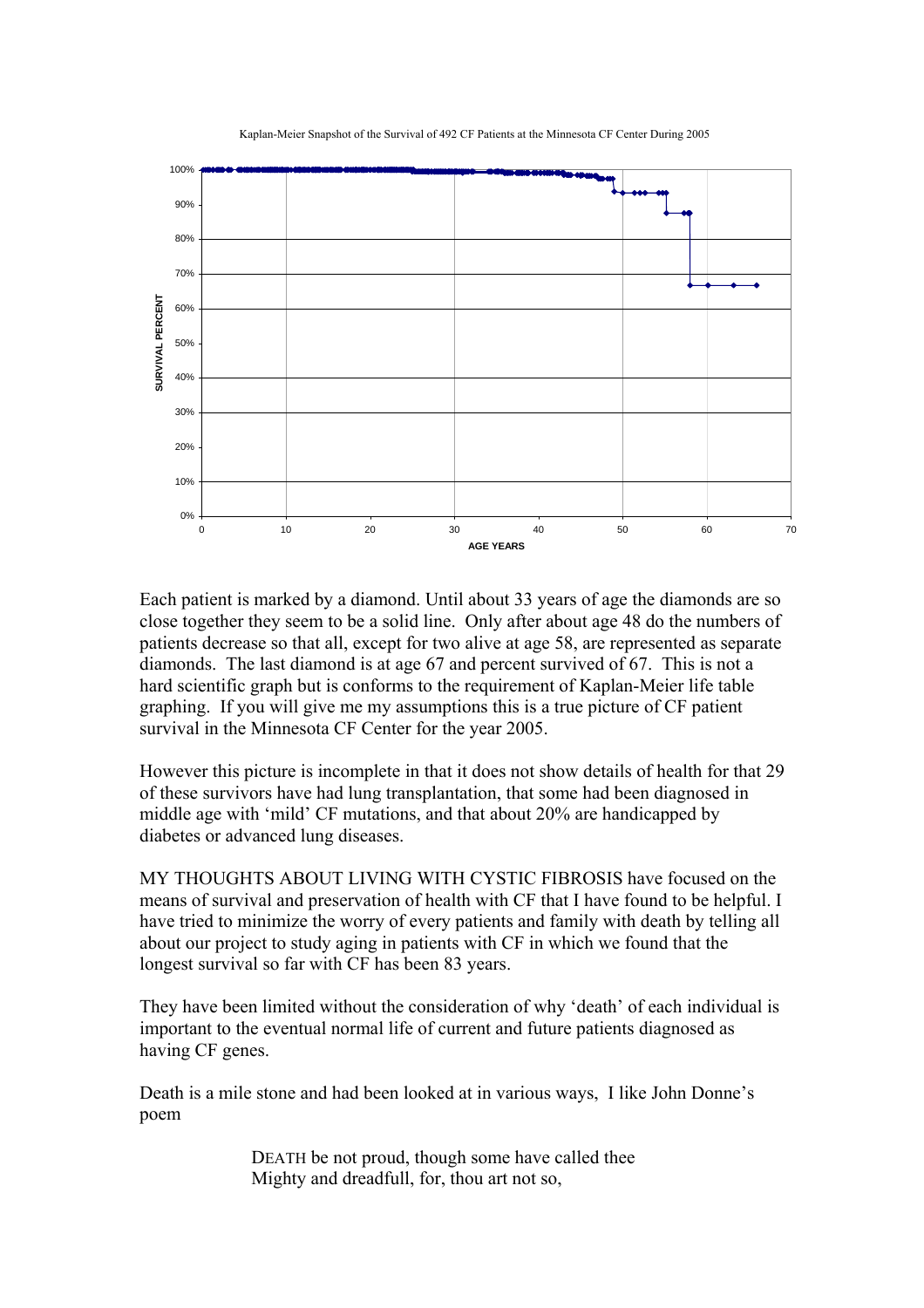Kaplan-Meier Snapshot of the Survival of 492 CF Patients at the Minnesota CF Center During 2005

Each patient is marked by a diamond. Until about 33 years of age the diamonds are so close together they seem to be a solid line. Only after about age 48 do the numbers of patients decrease so that all, except for two alive at age 58, are represented as separate diamonds. The last diamond is at age 67 and percent survived of 67. This is not a hard scientific graph but is conforms to the requirement of Kaplan-Meier life table graphing. If you will give me my assumptions this is a true picture of CF patient survival in the Minnesota CF Center for the year 2005.

However this picture is incomplete in that it does not show details of health for that 29 of these survivors have had lung transplantation, that some had been diagnosed in middle age with 'mild' CF mutations, and that about 20% are handicapped by diabetes or advanced lung diseases.

MY THOUGHTS ABOUT LIVING WITH CYSTIC FIBROSIS have focused on the means of survival and preservation of health with CF that I have found to be helpful. I have tried to minimize the worry of every patients and family with death by telling all about our project to study aging in patients with CF in which we found that the longest survival so far with CF has been 83 years.

They have been limited without the consideration of why 'death' of each individual is important to the eventual normal life of current and future patients diagnosed as having CF genes.

Death is a mile stone and had been looked at in various ways, I like John Donne's poem

> DEATH be not proud, though some have called thee
> Mighty and dreadfull, for, thou art not so,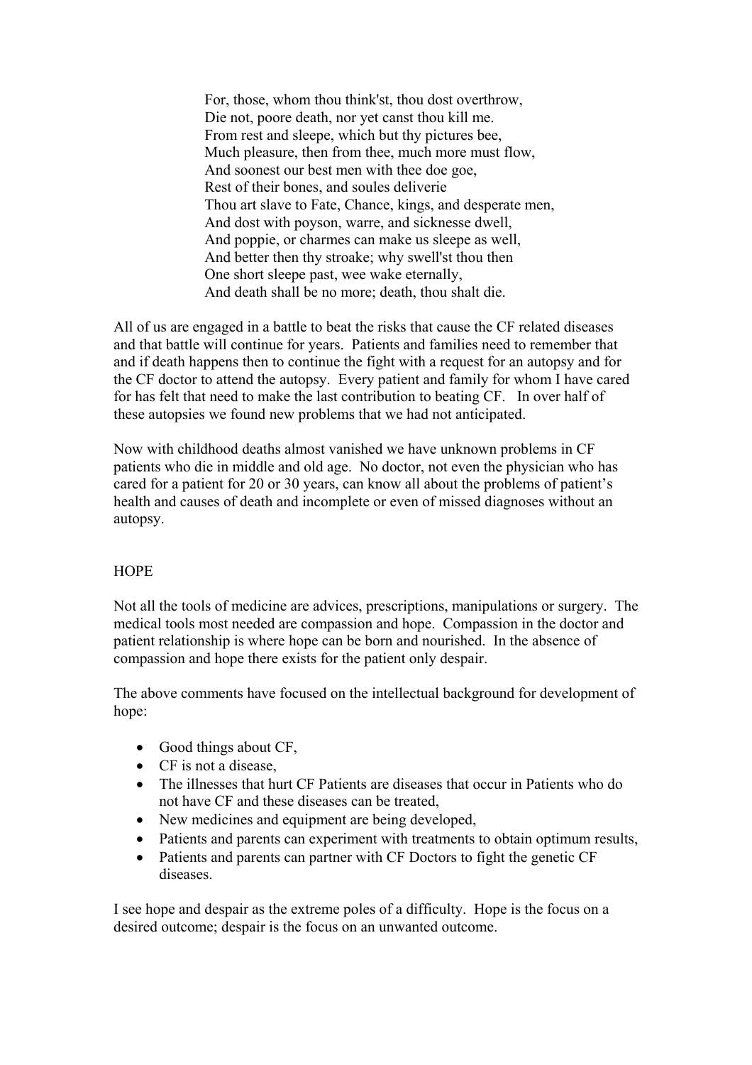For, those, whom thou think'st, thou dost overthrow,  
Die not, poore death, nor yet canst thou kill me.  
From rest and sleepe, which but thy pictures bee,  
Much pleasure, then from thee, much more must flow,  
And soonest our best men with thee doe goe,  
Rest of their bones, and soules deliverie  
Thou art slave to Fate, Chance, kings, and desperate men,  
And dost with poyson, warre, and sicknesse dwell,  
And poppie, or charmes can make us sleepe as well,  
And better then thy stroake; why swell'st thou then  
One short sleepe past, wee wake eternally,  
And death shall be no more; death, thou shalt die.

All of us are engaged in a battle to beat the risks that cause the CF related diseases and that battle will continue for years. Patients and families need to remember that and if death happens then to continue the fight with a request for an autopsy and for the CF doctor to attend the autopsy. Every patient and family for whom I have cared for has felt that need to make the last contribution to beating CF. In over half of these autopsies we found new problems that we had not anticipated.

Now with childhood deaths almost vanished we have unknown problems in CF patients who die in middle and old age. No doctor, not even the physician who has cared for a patient for 20 or 30 years, can know all about the problems of patient's health and causes of death and incomplete or even of missed diagnoses without an autopsy.

## HOPE

Not all the tools of medicine are advices, prescriptions, manipulations or surgery. The medical tools most needed are compassion and hope. Compassion in the doctor and patient relationship is where hope can be born and nourished. In the absence of compassion and hope there exists for the patient only despair.

The above comments have focused on the intellectual background for development of hope:

- Good things about CF,
- CF is not a disease,
- The illnesses that hurt CF Patients are diseases that occur in Patients who do not have CF and these diseases can be treated,
- New medicines and equipment are being developed,
- Patients and parents can experiment with treatments to obtain optimum results,
- Patients and parents can partner with CF Doctors to fight the genetic CF diseases.

I see hope and despair as the extreme poles of a difficulty. Hope is the focus on a desired outcome; despair is the focus on an unwanted outcome.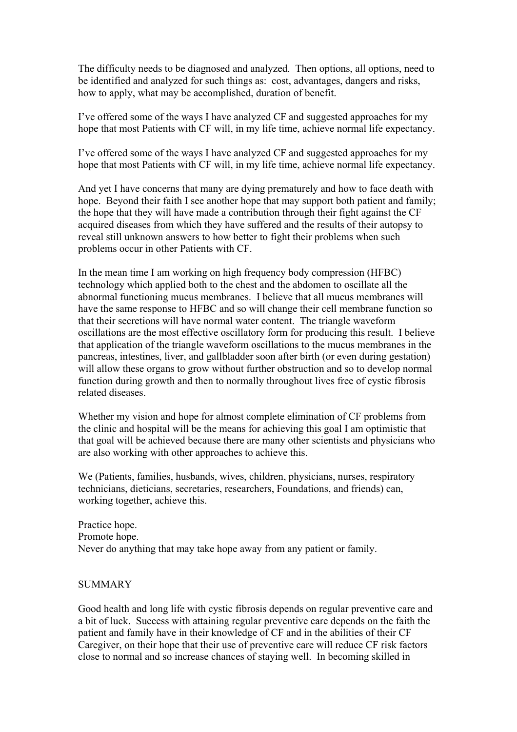The difficulty needs to be diagnosed and analyzed. Then options, all options, need to be identified and analyzed for such things as: cost, advantages, dangers and risks, how to apply, what may be accomplished, duration of benefit.

I've offered some of the ways I have analyzed CF and suggested approaches for my hope that most Patients with CF will, in my life time, achieve normal life expectancy.

I've offered some of the ways I have analyzed CF and suggested approaches for my hope that most Patients with CF will, in my life time, achieve normal life expectancy.

And yet I have concerns that many are dying prematurely and how to face death with hope. Beyond their faith I see another hope that may support both patient and family; the hope that they will have made a contribution through their fight against the CF acquired diseases from which they have suffered and the results of their autopsy to reveal still unknown answers to how better to fight their problems when such problems occur in other Patients with CF.

In the mean time I am working on high frequency body compression (HFBC) technology which applied both to the chest and the abdomen to oscillate all the abnormal functioning mucus membranes. I believe that all mucus membranes will have the same response to HFBC and so will change their cell membrane function so that their secretions will have normal water content. The triangle waveform oscillations are the most effective oscillatory form for producing this result. I believe that application of the triangle waveform oscillations to the mucus membranes in the pancreas, intestines, liver, and gallbladder soon after birth (or even during gestation) will allow these organs to grow without further obstruction and so to develop normal function during growth and then to normally throughout lives free of cystic fibrosis related diseases.

Whether my vision and hope for almost complete elimination of CF problems from the clinic and hospital will be the means for achieving this goal I am optimistic that that goal will be achieved because there are many other scientists and physicians who are also working with other approaches to achieve this.

We (Patients, families, husbands, wives, children, physicians, nurses, respiratory technicians, dieticians, secretaries, researchers, Foundations, and friends) can, working together, achieve this.

Practice hope.
Promote hope.
Never do anything that may take hope away from any patient or family.

## SUMMARY

Good health and long life with cystic fibrosis depends on regular preventive care and a bit of luck. Success with attaining regular preventive care depends on the faith the patient and family have in their knowledge of CF and in the abilities of their CF Caregiver, on their hope that their use of preventive care will reduce CF risk factors close to normal and so increase chances of staying well. In becoming skilled in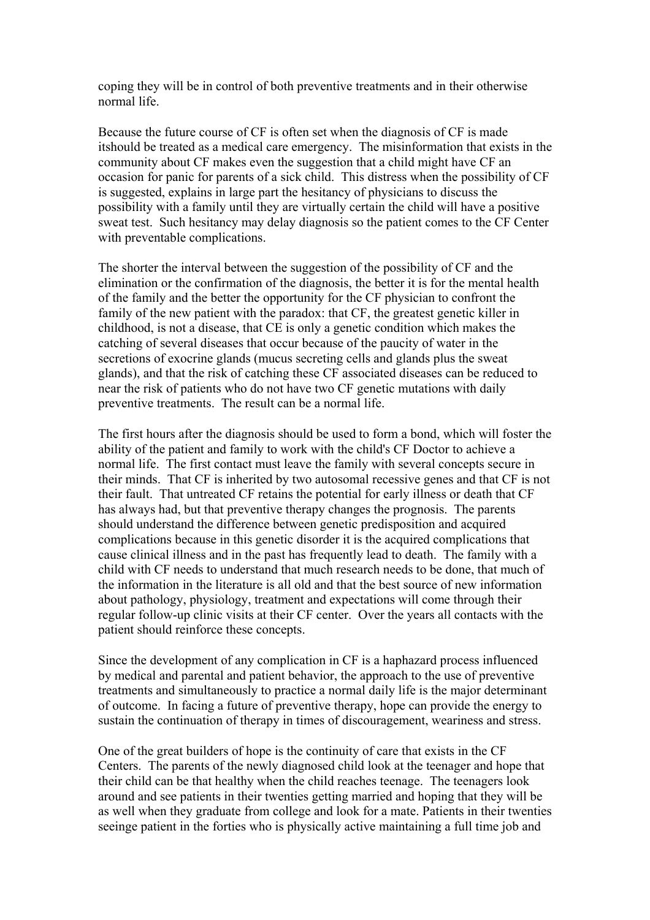coping they will be in control of both preventive treatments and in their otherwise normal life.

Because the future course of CF is often set when the diagnosis of CF is made itshould be treated as a medical care emergency. The misinformation that exists in the community about CF makes even the suggestion that a child might have CF an occasion for panic for parents of a sick child. This distress when the possibility of CF is suggested, explains in large part the hesitancy of physicians to discuss the possibility with a family until they are virtually certain the child will have a positive sweat test. Such hesitancy may delay diagnosis so the patient comes to the CF Center with preventable complications.

The shorter the interval between the suggestion of the possibility of CF and the elimination or the confirmation of the diagnosis, the better it is for the mental health of the family and the better the opportunity for the CF physician to confront the family of the new patient with the paradox: that CF, the greatest genetic killer in childhood, is not a disease, that CE is only a genetic condition which makes the catching of several diseases that occur because of the paucity of water in the secretions of exocrine glands (mucus secreting cells and glands plus the sweat glands), and that the risk of catching these CF associated diseases can be reduced to near the risk of patients who do not have two CF genetic mutations with daily preventive treatments. The result can be a normal life.

The first hours after the diagnosis should be used to form a bond, which will foster the ability of the patient and family to work with the child's CF Doctor to achieve a normal life. The first contact must leave the family with several concepts secure in their minds. That CF is inherited by two autosomal recessive genes and that CF is not their fault. That untreated CF retains the potential for early illness or death that CF has always had, but that preventive therapy changes the prognosis. The parents should understand the difference between genetic predisposition and acquired complications because in this genetic disorder it is the acquired complications that cause clinical illness and in the past has frequently lead to death. The family with a child with CF needs to understand that much research needs to be done, that much of the information in the literature is all old and that the best source of new information about pathology, physiology, treatment and expectations will come through their regular follow-up clinic visits at their CF center. Over the years all contacts with the patient should reinforce these concepts.

Since the development of any complication in CF is a haphazard process influenced by medical and parental and patient behavior, the approach to the use of preventive treatments and simultaneously to practice a normal daily life is the major determinant of outcome. In facing a future of preventive therapy, hope can provide the energy to sustain the continuation of therapy in times of discouragement, weariness and stress.

One of the great builders of hope is the continuity of care that exists in the CF Centers. The parents of the newly diagnosed child look at the teenager and hope that their child can be that healthy when the child reaches teenage. The teenagers look around and see patients in their twenties getting married and hoping that they will be as well when they graduate from college and look for a mate. Patients in their twenties seeinge patient in the forties who is physically active maintaining a full time job and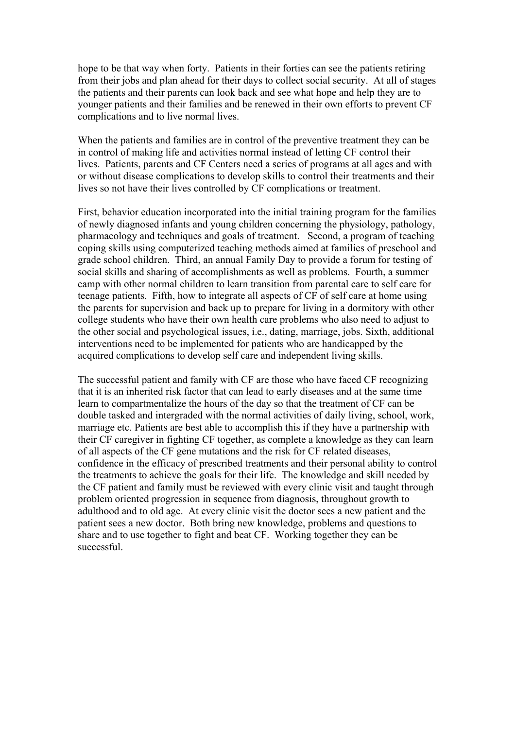hope to be that way when forty. Patients in their forties can see the patients retiring from their jobs and plan ahead for their days to collect social security. At all of stages the patients and their parents can look back and see what hope and help they are to younger patients and their families and be renewed in their own efforts to prevent CF complications and to live normal lives.

When the patients and families are in control of the preventive treatment they can be in control of making life and activities normal instead of letting CF control their lives. Patients, parents and CF Centers need a series of programs at all ages and with or without disease complications to develop skills to control their treatments and their lives so not have their lives controlled by CF complications or treatment.

First, behavior education incorporated into the initial training program for the families of newly diagnosed infants and young children concerning the physiology, pathology, pharmacology and techniques and goals of treatment. Second, a program of teaching coping skills using computerized teaching methods aimed at families of preschool and grade school children. Third, an annual Family Day to provide a forum for testing of social skills and sharing of accomplishments as well as problems. Fourth, a summer camp with other normal children to learn transition from parental care to self care for teenage patients. Fifth, how to integrate all aspects of CF of self care at home using the parents for supervision and back up to prepare for living in a dormitory with other college students who have their own health care problems who also need to adjust to the other social and psychological issues, i.e., dating, marriage, jobs. Sixth, additional interventions need to be implemented for patients who are handicapped by the acquired complications to develop self care and independent living skills.

The successful patient and family with CF are those who have faced CF recognizing that it is an inherited risk factor that can lead to early diseases and at the same time learn to compartmentalize the hours of the day so that the treatment of CF can be double tasked and intergraded with the normal activities of daily living, school, work, marriage etc. Patients are best able to accomplish this if they have a partnership with their CF caregiver in fighting CF together, as complete a knowledge as they can learn of all aspects of the CF gene mutations and the risk for CF related diseases, confidence in the efficacy of prescribed treatments and their personal ability to control the treatments to achieve the goals for their life. The knowledge and skill needed by the CF patient and family must be reviewed with every clinic visit and taught through problem oriented progression in sequence from diagnosis, throughout growth to adulthood and to old age. At every clinic visit the doctor sees a new patient and the patient sees a new doctor. Both bring new knowledge, problems and questions to share and to use together to fight and beat CF. Working together they can be successful.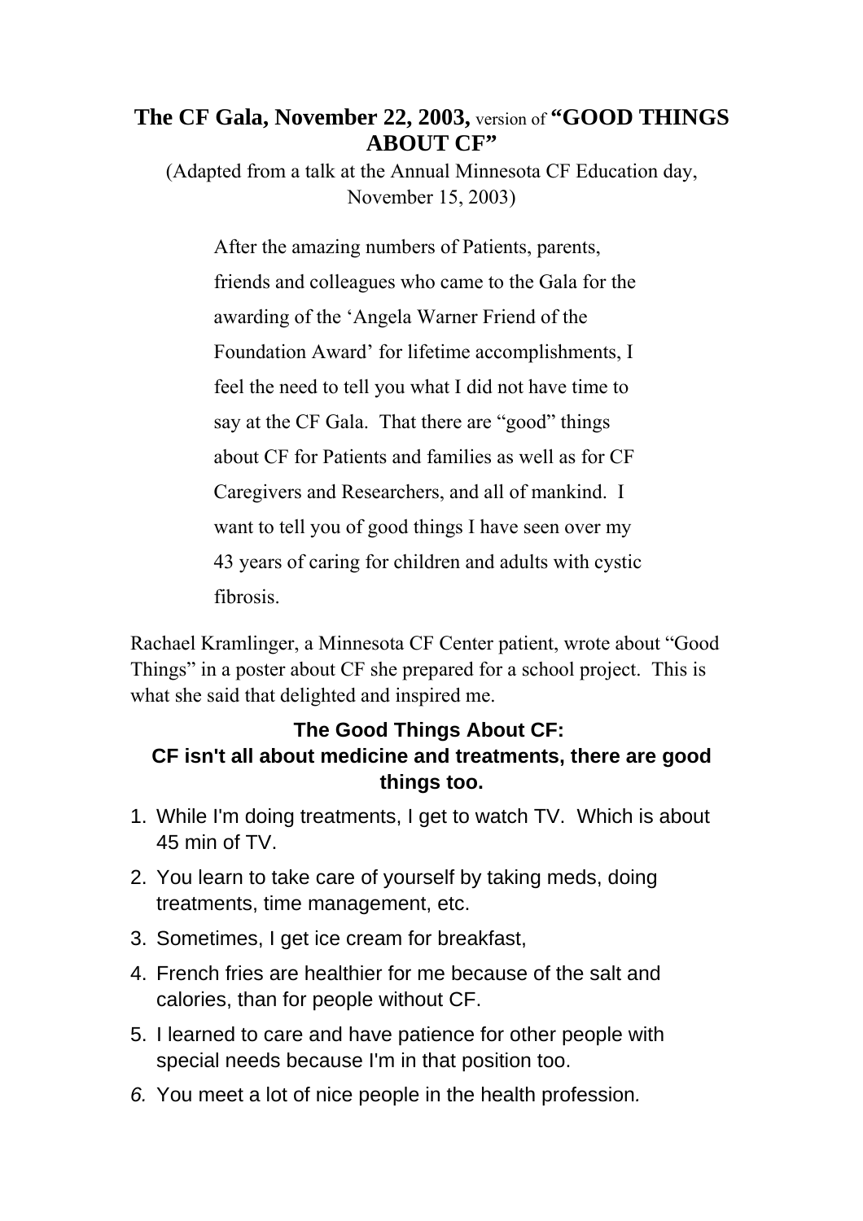## The CF Gala, November 22, 2003, version of "GOOD THINGS ABOUT CF"

(Adapted from a talk at the Annual Minnesota CF Education day, November 15, 2003)

> After the amazing numbers of Patients, parents, friends and colleagues who came to the Gala for the awarding of the 'Angela Warner Friend of the Foundation Award' for lifetime accomplishments, I feel the need to tell you what I did not have time to say at the CF Gala. That there are "good" things about CF for Patients and families as well as for CF Caregivers and Researchers, and all of mankind. I want to tell you of good things I have seen over my 43 years of caring for children and adults with cystic fibrosis.

Rachael Kramlinger, a Minnesota CF Center patient, wrote about "Good Things" in a poster about CF she prepared for a school project. This is what she said that delighted and inspired me.

### The Good Things About CF:
### CF isn't all about medicine and treatments, there are good things too.

1. While I'm doing treatments, I get to watch TV. Which is about 45 min of TV.
2. You learn to take care of yourself by taking meds, doing treatments, time management, etc.
3. Sometimes, I get ice cream for breakfast,
4. French fries are healthier for me because of the salt and calories, than for people without CF.
5. I learned to care and have patience for other people with special needs because I'm in that position too.
6. *You meet a lot of nice people in the health profession.*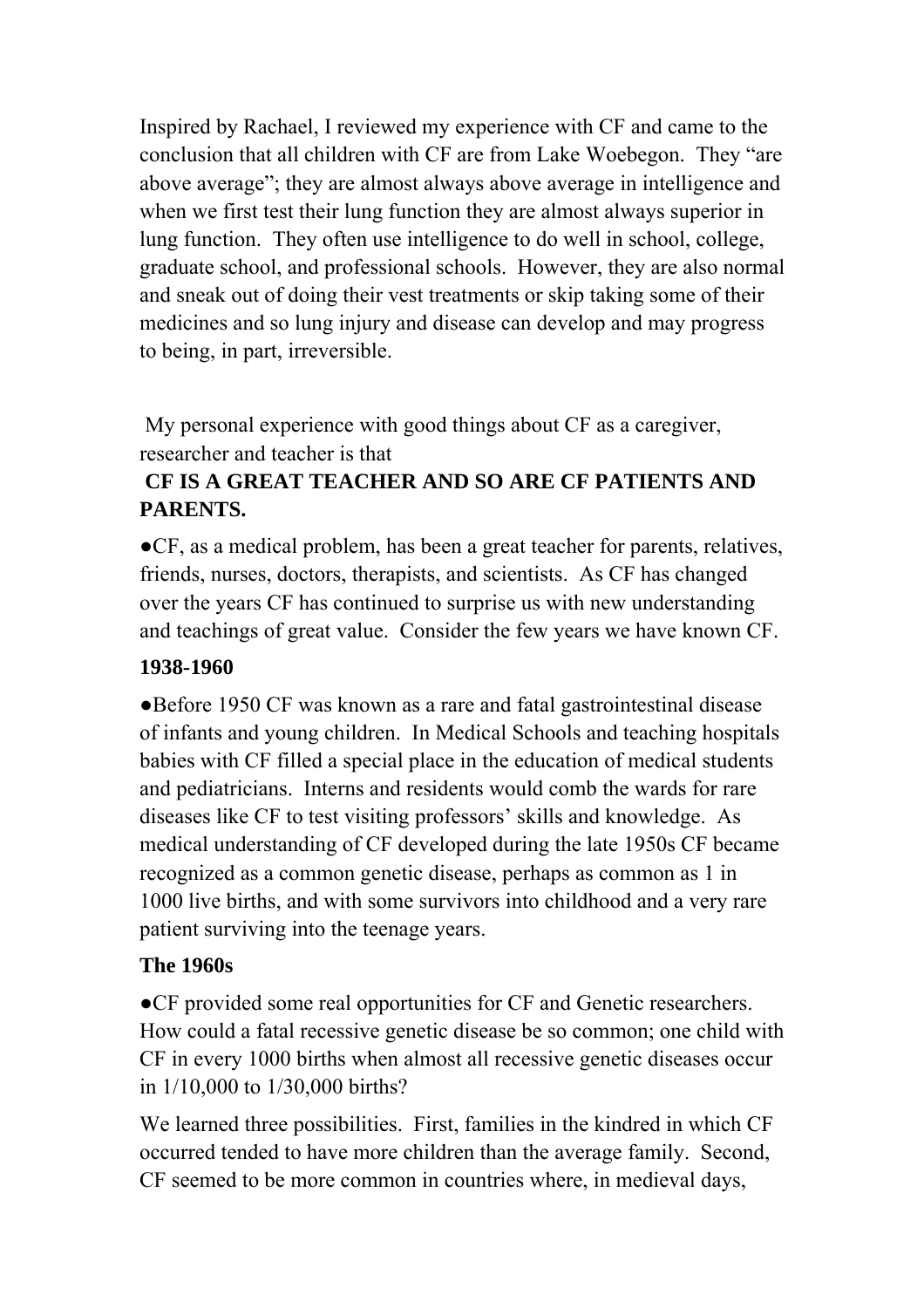Inspired by Rachael, I reviewed my experience with CF and came to the conclusion that all children with CF are from Lake Woebegon. They "are above average"; they are almost always above average in intelligence and when we first test their lung function they are almost always superior in lung function. They often use intelligence to do well in school, college, graduate school, and professional schools. However, they are also normal and sneak out of doing their vest treatments or skip taking some of their medicines and so lung injury and disease can develop and may progress to being, in part, irreversible.

My personal experience with good things about CF as a caregiver, researcher and teacher is that

**CF IS A GREAT TEACHER AND SO ARE CF PATIENTS AND PARENTS.**

●CF, as a medical problem, has been a great teacher for parents, relatives, friends, nurses, doctors, therapists, and scientists. As CF has changed over the years CF has continued to surprise us with new understanding and teachings of great value. Consider the few years we have known CF.

**1938-1960**

●Before 1950 CF was known as a rare and fatal gastrointestinal disease of infants and young children. In Medical Schools and teaching hospitals babies with CF filled a special place in the education of medical students and pediatricians. Interns and residents would comb the wards for rare diseases like CF to test visiting professors' skills and knowledge. As medical understanding of CF developed during the late 1950s CF became recognized as a common genetic disease, perhaps as common as 1 in 1000 live births, and with some survivors into childhood and a very rare patient surviving into the teenage years.

**The 1960s**

●CF provided some real opportunities for CF and Genetic researchers. How could a fatal recessive genetic disease be so common; one child with CF in every 1000 births when almost all recessive genetic diseases occur in 1/10,000 to 1/30,000 births?

We learned three possibilities. First, families in the kindred in which CF occurred tended to have more children than the average family. Second, CF seemed to be more common in countries where, in medieval days,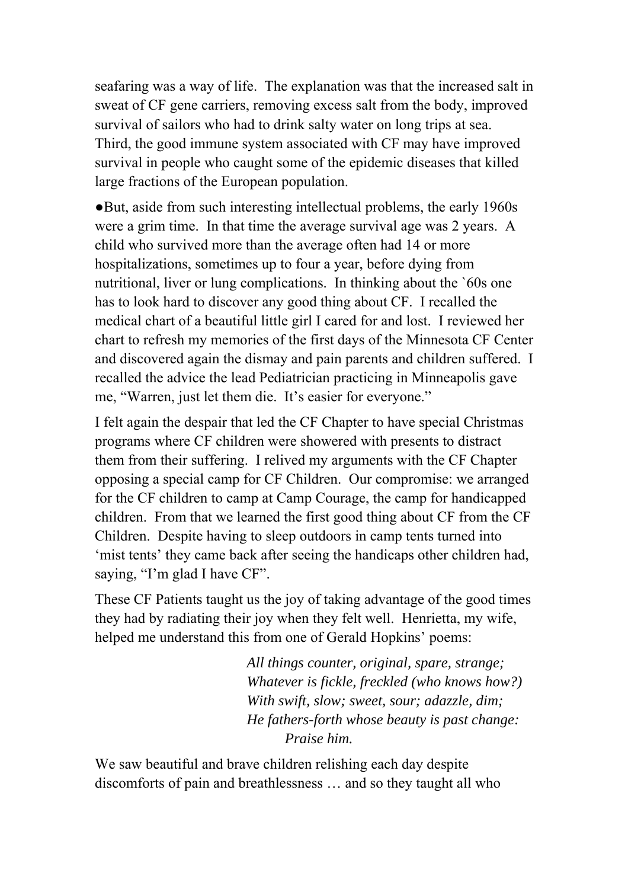seafaring was a way of life. The explanation was that the increased salt in sweat of CF gene carriers, removing excess salt from the body, improved survival of sailors who had to drink salty water on long trips at sea. Third, the good immune system associated with CF may have improved survival in people who caught some of the epidemic diseases that killed large fractions of the European population.

●But, aside from such interesting intellectual problems, the early 1960s were a grim time. In that time the average survival age was 2 years. A child who survived more than the average often had 14 or more hospitalizations, sometimes up to four a year, before dying from nutritional, liver or lung complications. In thinking about the `60s one has to look hard to discover any good thing about CF. I recalled the medical chart of a beautiful little girl I cared for and lost. I reviewed her chart to refresh my memories of the first days of the Minnesota CF Center and discovered again the dismay and pain parents and children suffered. I recalled the advice the lead Pediatrician practicing in Minneapolis gave me, "Warren, just let them die. It's easier for everyone."

I felt again the despair that led the CF Chapter to have special Christmas programs where CF children were showered with presents to distract them from their suffering. I relived my arguments with the CF Chapter opposing a special camp for CF Children. Our compromise: we arranged for the CF children to camp at Camp Courage, the camp for handicapped children. From that we learned the first good thing about CF from the CF Children. Despite having to sleep outdoors in camp tents turned into 'mist tents' they came back after seeing the handicaps other children had, saying, "I'm glad I have CF".

These CF Patients taught us the joy of taking advantage of the good times they had by radiating their joy when they felt well. Henrietta, my wife, helped me understand this from one of Gerald Hopkins' poems:

> *All things counter, original, spare, strange;*
> *Whatever is fickle, freckled (who knows how?)*
> *With swift, slow; sweet, sour; adazzle, dim;*
> *He fathers-forth whose beauty is past change:*
> *Praise him.*

We saw beautiful and brave children relishing each day despite discomforts of pain and breathlessness … and so they taught all who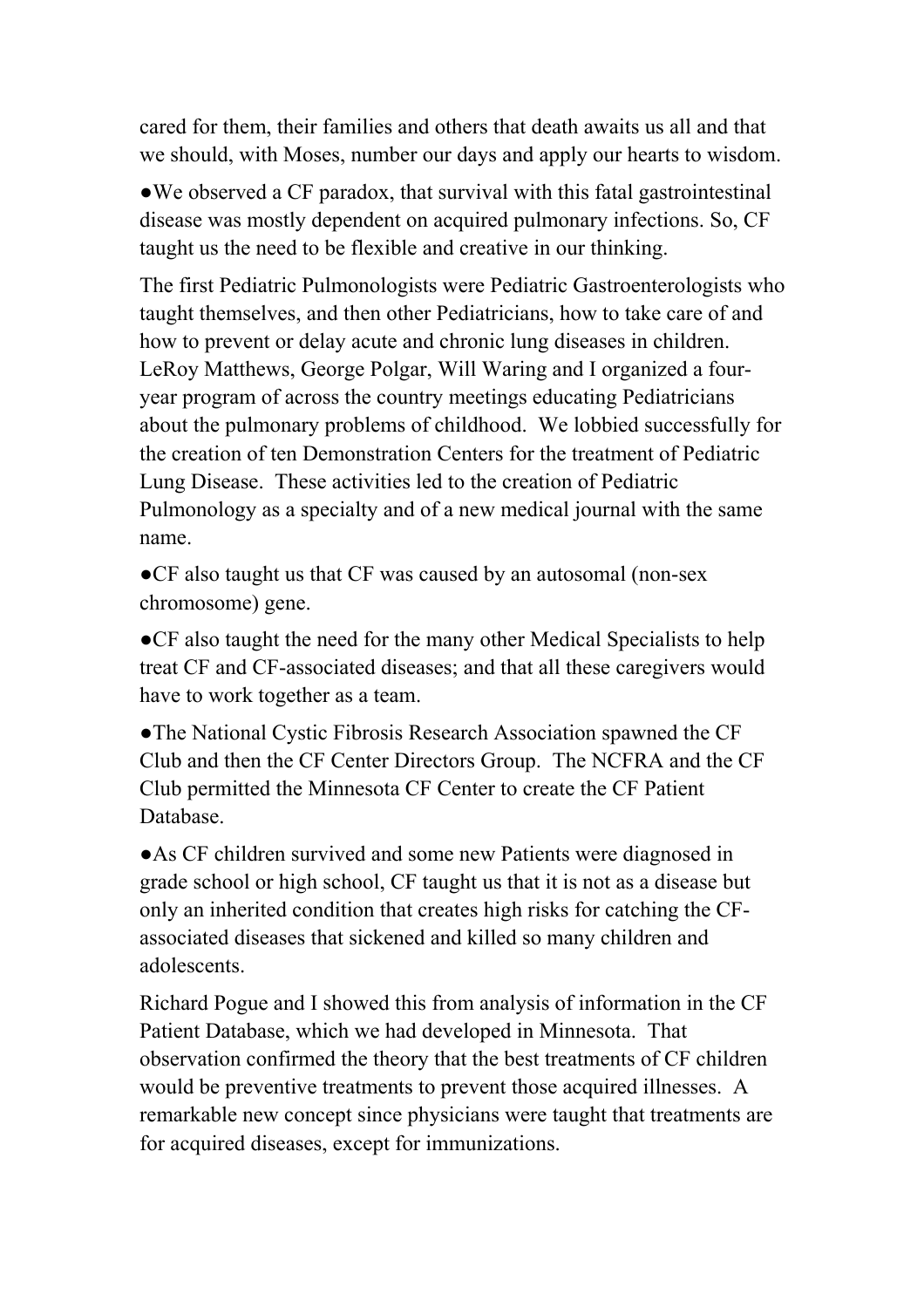cared for them, their families and others that death awaits us all and that we should, with Moses, number our days and apply our hearts to wisdom.

●We observed a CF paradox, that survival with this fatal gastrointestinal disease was mostly dependent on acquired pulmonary infections. So, CF taught us the need to be flexible and creative in our thinking.

The first Pediatric Pulmonologists were Pediatric Gastroenterologists who taught themselves, and then other Pediatricians, how to take care of and how to prevent or delay acute and chronic lung diseases in children. LeRoy Matthews, George Polgar, Will Waring and I organized a four-year program of across the country meetings educating Pediatricians about the pulmonary problems of childhood. We lobbied successfully for the creation of ten Demonstration Centers for the treatment of Pediatric Lung Disease. These activities led to the creation of Pediatric Pulmonology as a specialty and of a new medical journal with the same name.

●CF also taught us that CF was caused by an autosomal (non-sex chromosome) gene.

●CF also taught the need for the many other Medical Specialists to help treat CF and CF-associated diseases; and that all these caregivers would have to work together as a team.

●The National Cystic Fibrosis Research Association spawned the CF Club and then the CF Center Directors Group. The NCFRA and the CF Club permitted the Minnesota CF Center to create the CF Patient Database.

●As CF children survived and some new Patients were diagnosed in grade school or high school, CF taught us that it is not as a disease but only an inherited condition that creates high risks for catching the CF-associated diseases that sickened and killed so many children and adolescents.

Richard Pogue and I showed this from analysis of information in the CF Patient Database, which we had developed in Minnesota. That observation confirmed the theory that the best treatments of CF children would be preventive treatments to prevent those acquired illnesses. A remarkable new concept since physicians were taught that treatments are for acquired diseases, except for immunizations.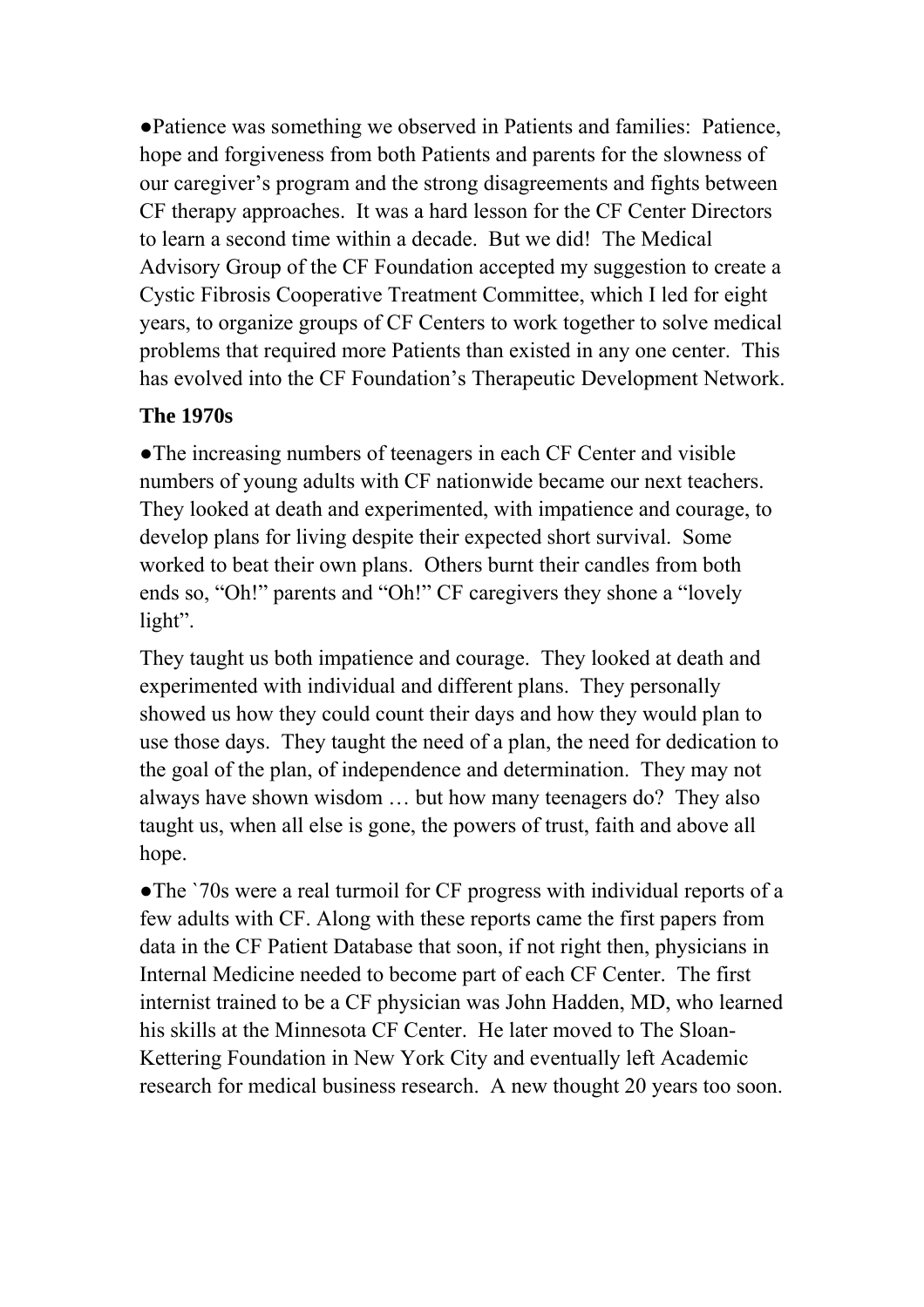●Patience was something we observed in Patients and families: Patience, hope and forgiveness from both Patients and parents for the slowness of our caregiver's program and the strong disagreements and fights between CF therapy approaches. It was a hard lesson for the CF Center Directors to learn a second time within a decade. But we did! The Medical Advisory Group of the CF Foundation accepted my suggestion to create a Cystic Fibrosis Cooperative Treatment Committee, which I led for eight years, to organize groups of CF Centers to work together to solve medical problems that required more Patients than existed in any one center. This has evolved into the CF Foundation's Therapeutic Development Network.

**The 1970s**

●The increasing numbers of teenagers in each CF Center and visible numbers of young adults with CF nationwide became our next teachers. They looked at death and experimented, with impatience and courage, to develop plans for living despite their expected short survival. Some worked to beat their own plans. Others burnt their candles from both ends so, "Oh!" parents and "Oh!" CF caregivers they shone a "lovely light".

They taught us both impatience and courage. They looked at death and experimented with individual and different plans. They personally showed us how they could count their days and how they would plan to use those days. They taught the need of a plan, the need for dedication to the goal of the plan, of independence and determination. They may not always have shown wisdom … but how many teenagers do? They also taught us, when all else is gone, the powers of trust, faith and above all hope.

●The `70s were a real turmoil for CF progress with individual reports of a few adults with CF. Along with these reports came the first papers from data in the CF Patient Database that soon, if not right then, physicians in Internal Medicine needed to become part of each CF Center. The first internist trained to be a CF physician was John Hadden, MD, who learned his skills at the Minnesota CF Center. He later moved to The Sloan-Kettering Foundation in New York City and eventually left Academic research for medical business research. A new thought 20 years too soon.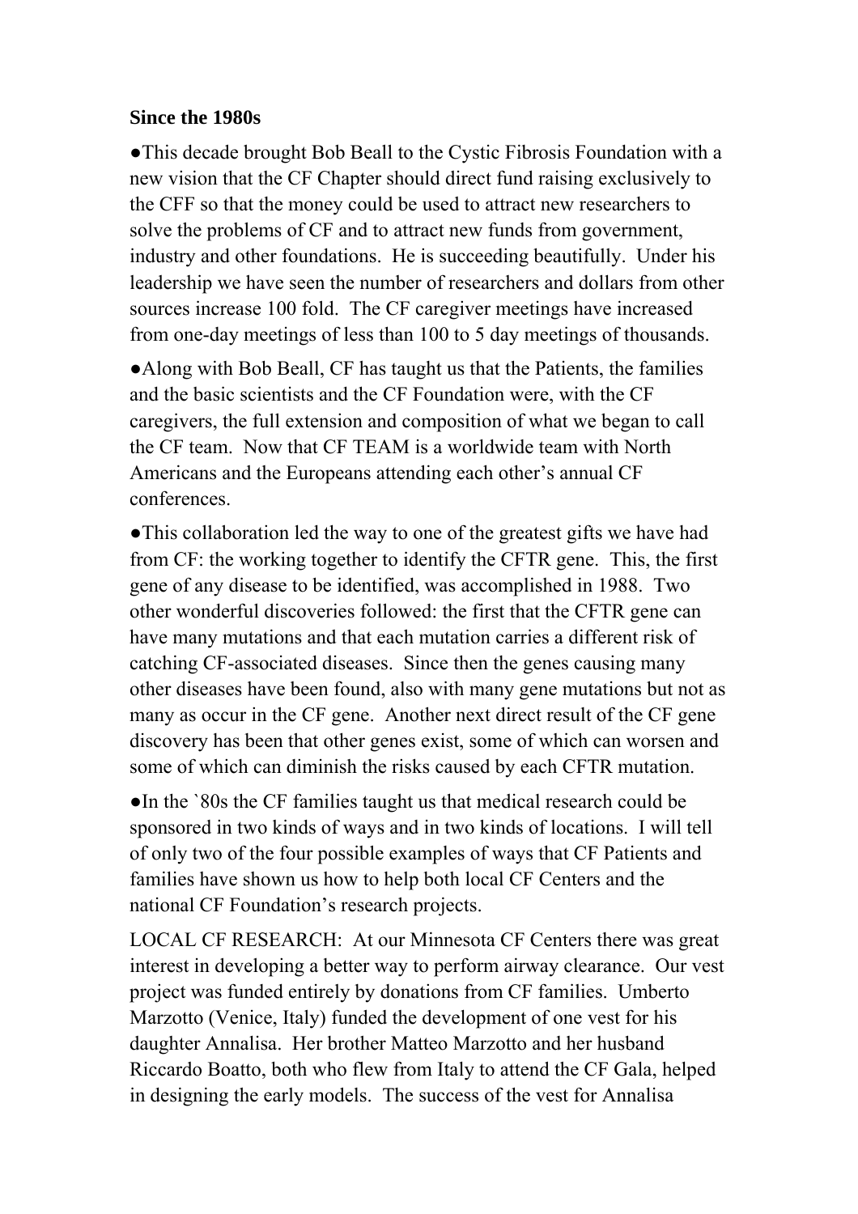**Since the 1980s**

●This decade brought Bob Beall to the Cystic Fibrosis Foundation with a new vision that the CF Chapter should direct fund raising exclusively to the CFF so that the money could be used to attract new researchers to solve the problems of CF and to attract new funds from government, industry and other foundations. He is succeeding beautifully. Under his leadership we have seen the number of researchers and dollars from other sources increase 100 fold. The CF caregiver meetings have increased from one-day meetings of less than 100 to 5 day meetings of thousands.

●Along with Bob Beall, CF has taught us that the Patients, the families and the basic scientists and the CF Foundation were, with the CF caregivers, the full extension and composition of what we began to call the CF team. Now that CF TEAM is a worldwide team with North Americans and the Europeans attending each other's annual CF conferences.

●This collaboration led the way to one of the greatest gifts we have had from CF: the working together to identify the CFTR gene. This, the first gene of any disease to be identified, was accomplished in 1988. Two other wonderful discoveries followed: the first that the CFTR gene can have many mutations and that each mutation carries a different risk of catching CF-associated diseases. Since then the genes causing many other diseases have been found, also with many gene mutations but not as many as occur in the CF gene. Another next direct result of the CF gene discovery has been that other genes exist, some of which can worsen and some of which can diminish the risks caused by each CFTR mutation.

●In the `80s the CF families taught us that medical research could be sponsored in two kinds of ways and in two kinds of locations. I will tell of only two of the four possible examples of ways that CF Patients and families have shown us how to help both local CF Centers and the national CF Foundation's research projects.

LOCAL CF RESEARCH: At our Minnesota CF Centers there was great interest in developing a better way to perform airway clearance. Our vest project was funded entirely by donations from CF families. Umberto Marzotto (Venice, Italy) funded the development of one vest for his daughter Annalisa. Her brother Matteo Marzotto and her husband Riccardo Boatto, both who flew from Italy to attend the CF Gala, helped in designing the early models. The success of the vest for Annalisa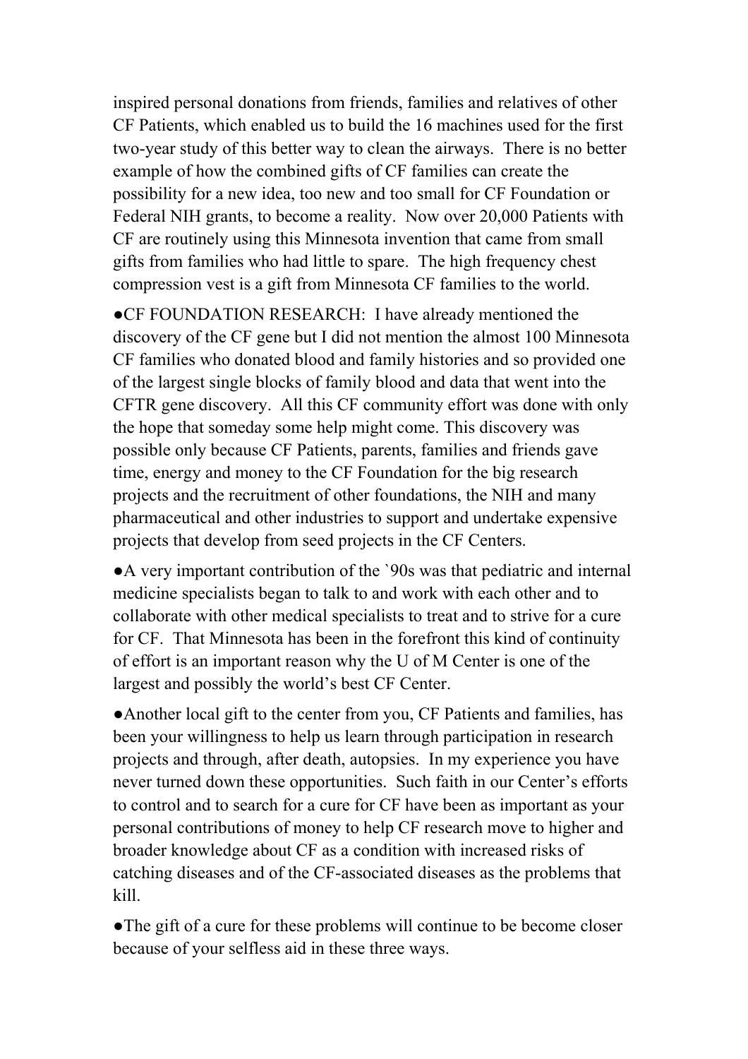inspired personal donations from friends, families and relatives of other CF Patients, which enabled us to build the 16 machines used for the first two-year study of this better way to clean the airways. There is no better example of how the combined gifts of CF families can create the possibility for a new idea, too new and too small for CF Foundation or Federal NIH grants, to become a reality. Now over 20,000 Patients with CF are routinely using this Minnesota invention that came from small gifts from families who had little to spare. The high frequency chest compression vest is a gift from Minnesota CF families to the world.

●CF FOUNDATION RESEARCH: I have already mentioned the discovery of the CF gene but I did not mention the almost 100 Minnesota CF families who donated blood and family histories and so provided one of the largest single blocks of family blood and data that went into the CFTR gene discovery. All this CF community effort was done with only the hope that someday some help might come. This discovery was possible only because CF Patients, parents, families and friends gave time, energy and money to the CF Foundation for the big research projects and the recruitment of other foundations, the NIH and many pharmaceutical and other industries to support and undertake expensive projects that develop from seed projects in the CF Centers.

●A very important contribution of the `90s was that pediatric and internal medicine specialists began to talk to and work with each other and to collaborate with other medical specialists to treat and to strive for a cure for CF. That Minnesota has been in the forefront this kind of continuity of effort is an important reason why the U of M Center is one of the largest and possibly the world's best CF Center.

●Another local gift to the center from you, CF Patients and families, has been your willingness to help us learn through participation in research projects and through, after death, autopsies. In my experience you have never turned down these opportunities. Such faith in our Center's efforts to control and to search for a cure for CF have been as important as your personal contributions of money to help CF research move to higher and broader knowledge about CF as a condition with increased risks of catching diseases and of the CF-associated diseases as the problems that kill.

●The gift of a cure for these problems will continue to be become closer because of your selfless aid in these three ways.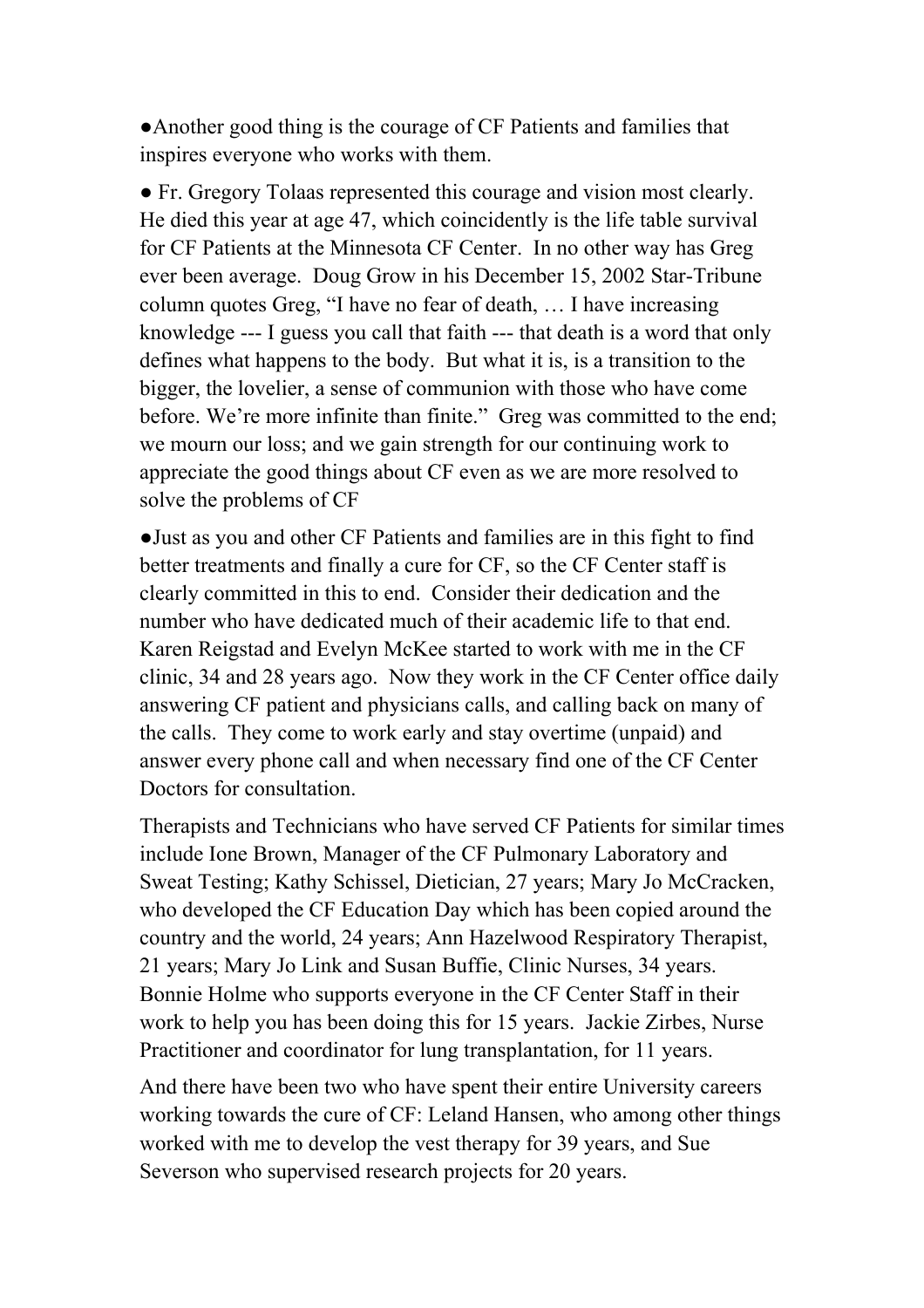●Another good thing is the courage of CF Patients and families that inspires everyone who works with them.

● Fr. Gregory Tolaas represented this courage and vision most clearly. He died this year at age 47, which coincidently is the life table survival for CF Patients at the Minnesota CF Center. In no other way has Greg ever been average. Doug Grow in his December 15, 2002 Star-Tribune column quotes Greg, "I have no fear of death, … I have increasing knowledge --- I guess you call that faith --- that death is a word that only defines what happens to the body. But what it is, is a transition to the bigger, the lovelier, a sense of communion with those who have come before. We're more infinite than finite." Greg was committed to the end; we mourn our loss; and we gain strength for our continuing work to appreciate the good things about CF even as we are more resolved to solve the problems of CF

●Just as you and other CF Patients and families are in this fight to find better treatments and finally a cure for CF, so the CF Center staff is clearly committed in this to end. Consider their dedication and the number who have dedicated much of their academic life to that end. Karen Reigstad and Evelyn McKee started to work with me in the CF clinic, 34 and 28 years ago. Now they work in the CF Center office daily answering CF patient and physicians calls, and calling back on many of the calls. They come to work early and stay overtime (unpaid) and answer every phone call and when necessary find one of the CF Center Doctors for consultation.

Therapists and Technicians who have served CF Patients for similar times include Ione Brown, Manager of the CF Pulmonary Laboratory and Sweat Testing; Kathy Schissel, Dietician, 27 years; Mary Jo McCracken, who developed the CF Education Day which has been copied around the country and the world, 24 years; Ann Hazelwood Respiratory Therapist, 21 years; Mary Jo Link and Susan Buffie, Clinic Nurses, 34 years. Bonnie Holme who supports everyone in the CF Center Staff in their work to help you has been doing this for 15 years. Jackie Zirbes, Nurse Practitioner and coordinator for lung transplantation, for 11 years.

And there have been two who have spent their entire University careers working towards the cure of CF: Leland Hansen, who among other things worked with me to develop the vest therapy for 39 years, and Sue Severson who supervised research projects for 20 years.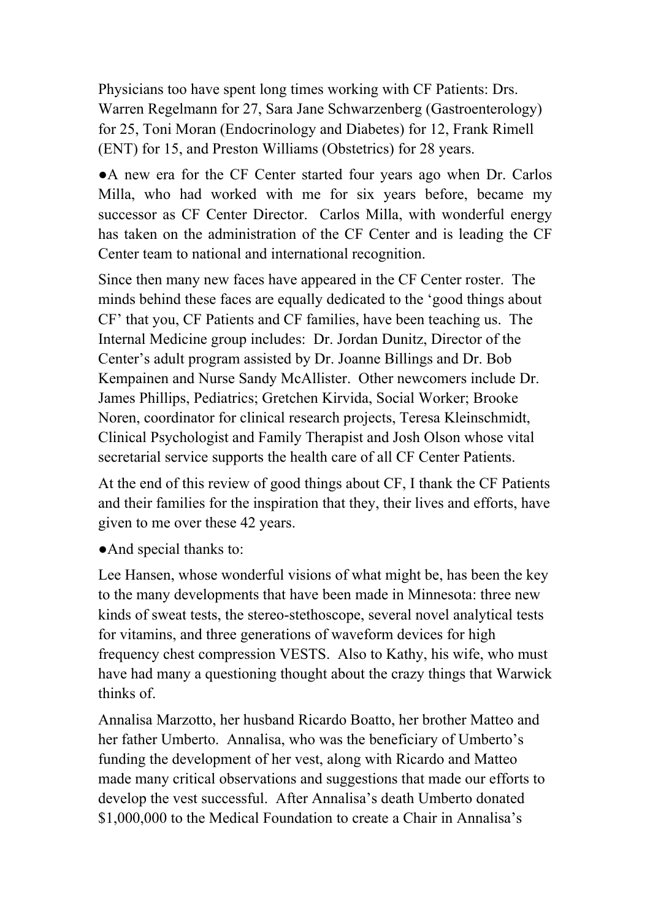Physicians too have spent long times working with CF Patients: Drs. Warren Regelmann for 27, Sara Jane Schwarzenberg (Gastroenterology) for 25, Toni Moran (Endocrinology and Diabetes) for 12, Frank Rimell (ENT) for 15, and Preston Williams (Obstetrics) for 28 years.

●A new era for the CF Center started four years ago when Dr. Carlos Milla, who had worked with me for six years before, became my successor as CF Center Director. Carlos Milla, with wonderful energy has taken on the administration of the CF Center and is leading the CF Center team to national and international recognition.

Since then many new faces have appeared in the CF Center roster. The minds behind these faces are equally dedicated to the 'good things about CF' that you, CF Patients and CF families, have been teaching us. The Internal Medicine group includes: Dr. Jordan Dunitz, Director of the Center's adult program assisted by Dr. Joanne Billings and Dr. Bob Kempainen and Nurse Sandy McAllister. Other newcomers include Dr. James Phillips, Pediatrics; Gretchen Kirvida, Social Worker; Brooke Noren, coordinator for clinical research projects, Teresa Kleinschmidt, Clinical Psychologist and Family Therapist and Josh Olson whose vital secretarial service supports the health care of all CF Center Patients.

At the end of this review of good things about CF, I thank the CF Patients and their families for the inspiration that they, their lives and efforts, have given to me over these 42 years.

●And special thanks to:

Lee Hansen, whose wonderful visions of what might be, has been the key to the many developments that have been made in Minnesota: three new kinds of sweat tests, the stereo-stethoscope, several novel analytical tests for vitamins, and three generations of waveform devices for high frequency chest compression VESTS. Also to Kathy, his wife, who must have had many a questioning thought about the crazy things that Warwick thinks of.

Annalisa Marzotto, her husband Ricardo Boatto, her brother Matteo and her father Umberto. Annalisa, who was the beneficiary of Umberto's funding the development of her vest, along with Ricardo and Matteo made many critical observations and suggestions that made our efforts to develop the vest successful. After Annalisa's death Umberto donated $1,000,000 to the Medical Foundation to create a Chair in Annalisa's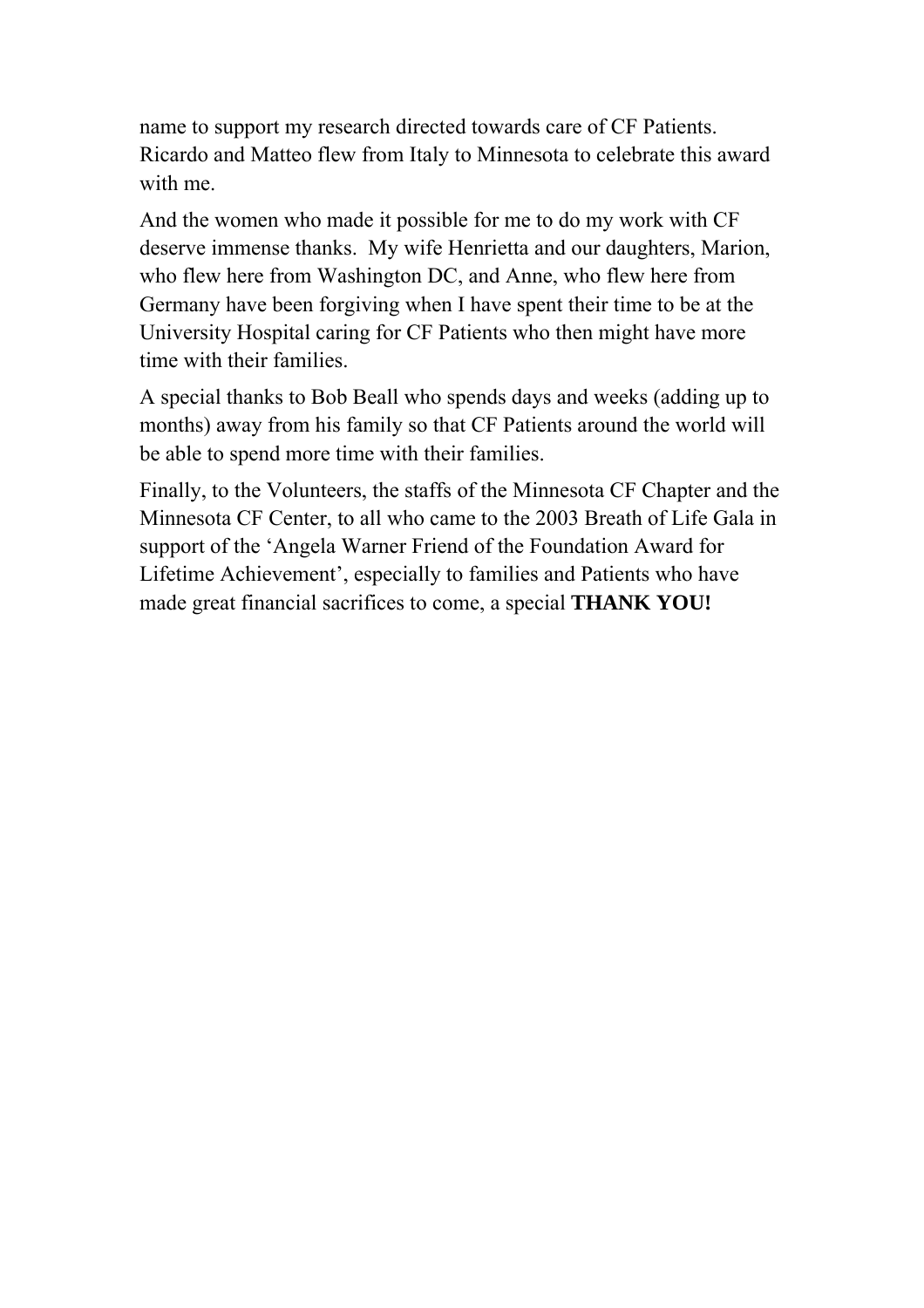name to support my research directed towards care of CF Patients. Ricardo and Matteo flew from Italy to Minnesota to celebrate this award with me.

And the women who made it possible for me to do my work with CF deserve immense thanks. My wife Henrietta and our daughters, Marion, who flew here from Washington DC, and Anne, who flew here from Germany have been forgiving when I have spent their time to be at the University Hospital caring for CF Patients who then might have more time with their families.

A special thanks to Bob Beall who spends days and weeks (adding up to months) away from his family so that CF Patients around the world will be able to spend more time with their families.

Finally, to the Volunteers, the staffs of the Minnesota CF Chapter and the Minnesota CF Center, to all who came to the 2003 Breath of Life Gala in support of the 'Angela Warner Friend of the Foundation Award for Lifetime Achievement', especially to families and Patients who have made great financial sacrifices to come, a special **THANK YOU!**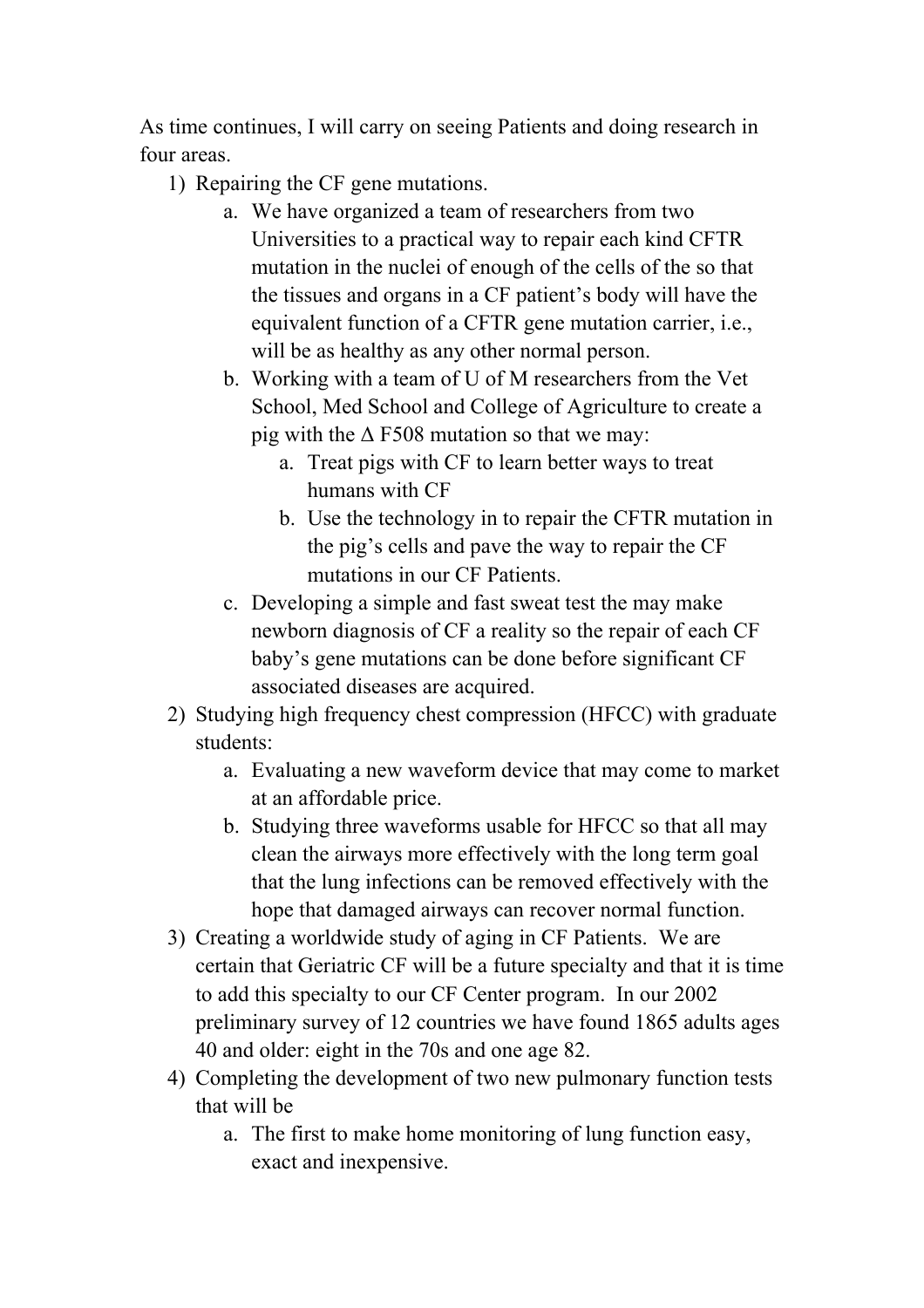As time continues, I will carry on seeing Patients and doing research in four areas.

1) Repairing the CF gene mutations.
    a. We have organized a team of researchers from two Universities to a practical way to repair each kind CFTR mutation in the nuclei of enough of the cells of the so that the tissues and organs in a CF patient's body will have the equivalent function of a CFTR gene mutation carrier, i.e., will be as healthy as any other normal person.
    b. Working with a team of U of M researchers from the Vet School, Med School and College of Agriculture to create a pig with the Δ F508 mutation so that we may:
        a. Treat pigs with CF to learn better ways to treat humans with CF
        b. Use the technology in to repair the CFTR mutation in the pig's cells and pave the way to repair the CF mutations in our CF Patients.
    c. Developing a simple and fast sweat test the may make newborn diagnosis of CF a reality so the repair of each CF baby's gene mutations can be done before significant CF associated diseases are acquired.
2) Studying high frequency chest compression (HFCC) with graduate students:
    a. Evaluating a new waveform device that may come to market at an affordable price.
    b. Studying three waveforms usable for HFCC so that all may clean the airways more effectively with the long term goal that the lung infections can be removed effectively with the hope that damaged airways can recover normal function.
3) Creating a worldwide study of aging in CF Patients. We are certain that Geriatric CF will be a future specialty and that it is time to add this specialty to our CF Center program. In our 2002 preliminary survey of 12 countries we have found 1865 adults ages 40 and older: eight in the 70s and one age 82.
4) Completing the development of two new pulmonary function tests that will be
    a. The first to make home monitoring of lung function easy, exact and inexpensive.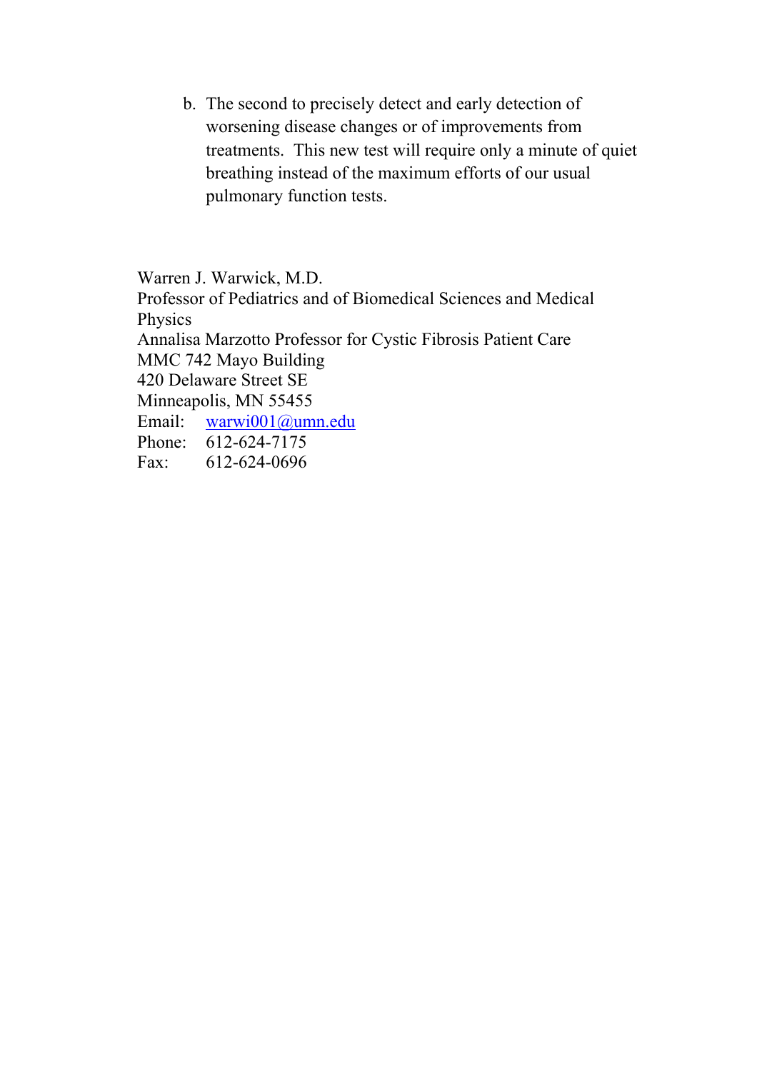b. The second to precisely detect and early detection of worsening disease changes or of improvements from treatments. This new test will require only a minute of quiet breathing instead of the maximum efforts of our usual pulmonary function tests.

Warren J. Warwick, M.D.  
Professor of Pediatrics and of Biomedical Sciences and Medical Physics  
Annalisa Marzotto Professor for Cystic Fibrosis Patient Care  
MMC 742 Mayo Building  
420 Delaware Street SE  
Minneapolis, MN 55455  
Email: warwi001@umn.edu  
Phone: 612-624-7175  
Fax: 612-624-0696